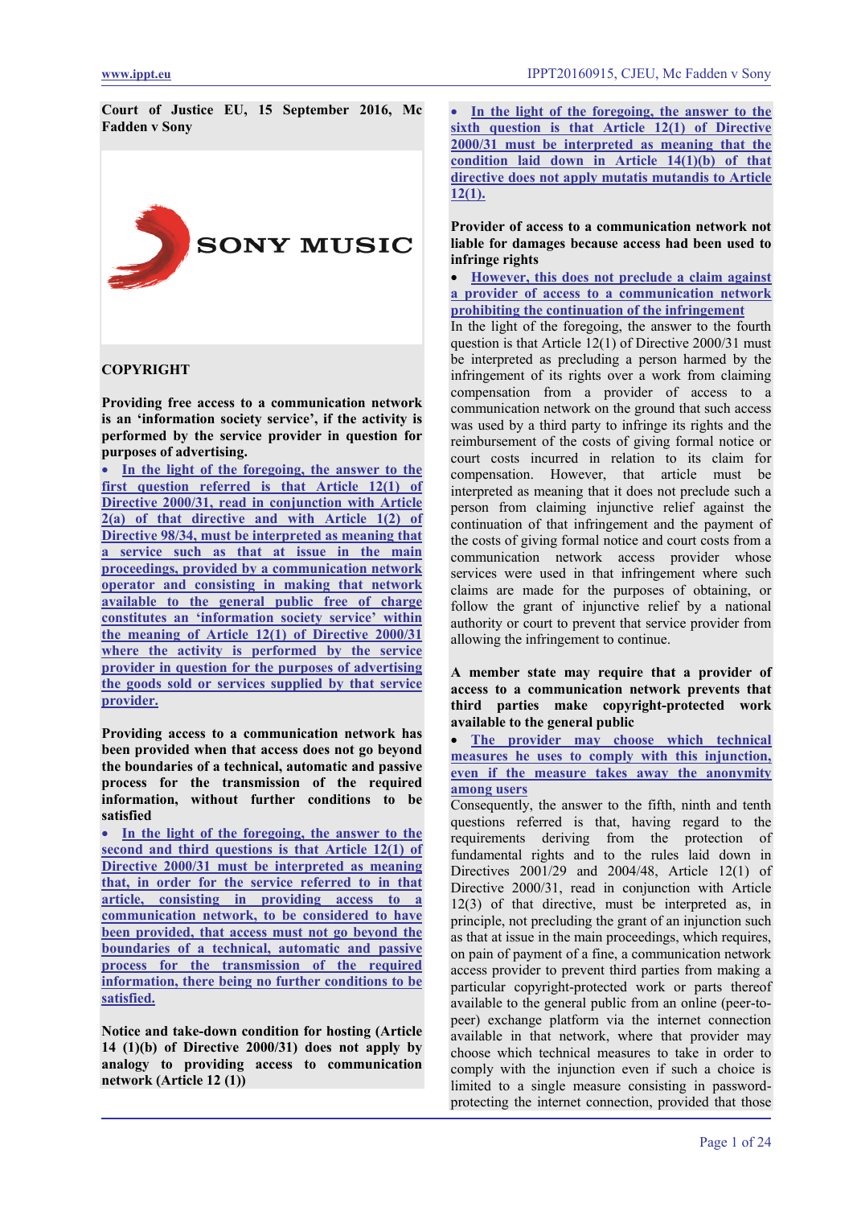**Court of Justice EU, 15 September 2016, Mc Fadden v Sony**

**COPYRIGHT**

**Providing free access to a communication network is an 'information society service', if the activity is performed by the service provider in question for purposes of advertising.**

- **In the light of the foregoing, the answer to the first question referred is that Article 12(1) of Directive 2000/31, read in conjunction with Article 2(a) of that directive and with Article 1(2) of Directive 98/34, must be interpreted as meaning that a service such as that at issue in the main proceedings, provided by a communication network operator and consisting in making that network available to the general public free of charge constitutes an 'information society service' within the meaning of Article 12(1) of Directive 2000/31 where the activity is performed by the service provider in question for the purposes of advertising the goods sold or services supplied by that service provider.**

**Providing access to a communication network has been provided when that access does not go beyond the boundaries of a technical, automatic and passive process for the transmission of the required information, without further conditions to be satisfied**

- **In the light of the foregoing, the answer to the second and third questions is that Article 12(1) of Directive 2000/31 must be interpreted as meaning that, in order for the service referred to in that article, consisting in providing access to a communication network, to be considered to have been provided, that access must not go beyond the boundaries of a technical, automatic and passive process for the transmission of the required information, there being no further conditions to be satisfied.**

**Notice and take-down condition for hosting (Article 14 (1)(b) of Directive 2000/31) does not apply by analogy to providing access to communication network (Article 12 (1))**

- **In the light of the foregoing, the answer to the sixth question is that Article 12(1) of Directive 2000/31 must be interpreted as meaning that the condition laid down in Article 14(1)(b) of that directive does not apply mutatis mutandis to Article 12(1).**

**Provider of access to a communication network not liable for damages because access had been used to infringe rights**

- **However, this does not preclude a claim against a provider of access to a communication network prohibiting the continuation of the infringement**

In the light of the foregoing, the answer to the fourth question is that Article 12(1) of Directive 2000/31 must be interpreted as precluding a person harmed by the infringement of its rights over a work from claiming compensation from a provider of access to a communication network on the ground that such access was used by a third party to infringe its rights and the reimbursement of the costs of giving formal notice or court costs incurred in relation to its claim for compensation. However, that article must be interpreted as meaning that it does not preclude such a person from claiming injunctive relief against the continuation of that infringement and the payment of the costs of giving formal notice and court costs from a communication network access provider whose services were used in that infringement where such claims are made for the purposes of obtaining, or follow the grant of injunctive relief by a national authority or court to prevent that service provider from allowing the infringement to continue.

**A member state may require that a provider of access to a communication network prevents that third parties make copyright-protected work available to the general public**

- **The provider may choose which technical measures he uses to comply with this injunction, even if the measure takes away the anonymity among users**

Consequently, the answer to the fifth, ninth and tenth questions referred is that, having regard to the requirements deriving from the protection of fundamental rights and to the rules laid down in Directives 2001/29 and 2004/48, Article 12(1) of Directive 2000/31, read in conjunction with Article 12(3) of that directive, must be interpreted as, in principle, not precluding the grant of an injunction such as that at issue in the main proceedings, which requires, on pain of payment of a fine, a communication network access provider to prevent third parties from making a particular copyright-protected work or parts thereof available to the general public from an online (peer-to-peer) exchange platform via the internet connection available in that network, where that provider may choose which technical measures to take in order to comply with the injunction even if such a choice is limited to a single measure consisting in password-protecting the internet connection, provided that those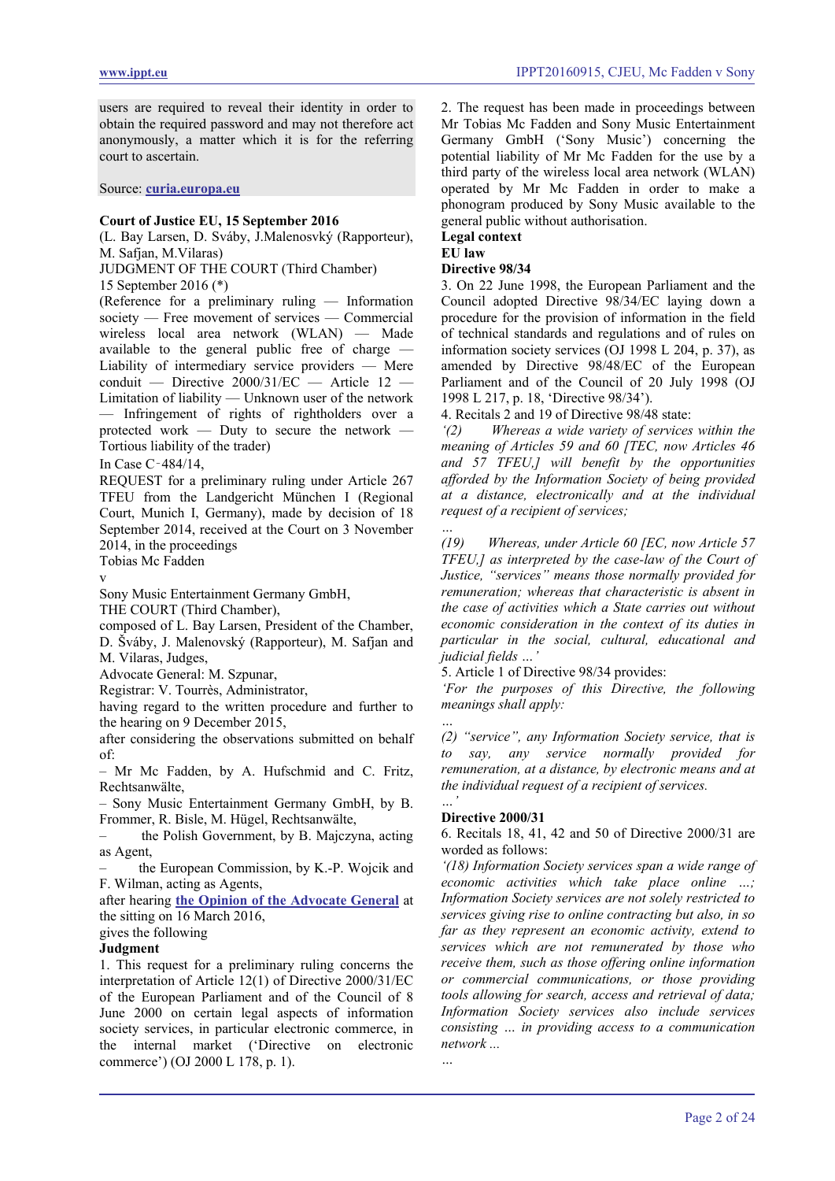users are required to reveal their identity in order to obtain the required password and may not therefore act anonymously, a matter which it is for the referring court to ascertain.

Source: **curia.europa.eu**

**Court of Justice EU, 15 September 2016**

(L. Bay Larsen, D. Šváby, J.Malenovský (Rapporteur), M. Safjan, M.Vilaras)

JUDGMENT OF THE COURT (Third Chamber)

15 September 2016 (*)

(Reference for a preliminary ruling — Information society — Free movement of services — Commercial wireless local area network (WLAN) — Made available to the general public free of charge — Liability of intermediary service providers — Mere conduit — Directive 2000/31/EC — Article 12 — Limitation of liability — Unknown user of the network — Infringement of rights of rightholders over a protected work — Duty to secure the network — Tortious liability of the trader)

In Case C‑484/14,

REQUEST for a preliminary ruling under Article 267 TFEU from the Landgericht München I (Regional Court, Munich I, Germany), made by decision of 18 September 2014, received at the Court on 3 November 2014, in the proceedings

Tobias Mc Fadden

v

Sony Music Entertainment Germany GmbH,

THE COURT (Third Chamber),

composed of L. Bay Larsen, President of the Chamber, D. Šváby, J. Malenovský (Rapporteur), M. Safjan and M. Vilaras, Judges,

Advocate General: M. Szpunar,

Registrar: V. Tourrès, Administrator,

having regard to the written procedure and further to the hearing on 9 December 2015,

after considering the observations submitted on behalf of:

– Mr Mc Fadden, by A. Hufschmid and C. Fritz, Rechtsanwälte,

– Sony Music Entertainment Germany GmbH, by B. Frommer, R. Bisle, M. Hügel, Rechtsanwälte,

– the Polish Government, by B. Majczyna, acting as Agent,

– the European Commission, by K.-P. Wojcik and F. Wilman, acting as Agents,

after hearing **the Opinion of the Advocate General** at the sitting on 16 March 2016,

gives the following

**Judgment**

1. This request for a preliminary ruling concerns the interpretation of Article 12(1) of Directive 2000/31/EC of the European Parliament and of the Council of 8 June 2000 on certain legal aspects of information society services, in particular electronic commerce, in the internal market ('Directive on electronic commerce') (OJ 2000 L 178, p. 1).

2. The request has been made in proceedings between Mr Tobias Mc Fadden and Sony Music Entertainment Germany GmbH ('Sony Music') concerning the potential liability of Mr Mc Fadden for the use by a third party of the wireless local area network (WLAN) operated by Mr Mc Fadden in order to make a phonogram produced by Sony Music available to the general public without authorisation.

**Legal context**

**EU law**

**Directive 98/34**

3. On 22 June 1998, the European Parliament and the Council adopted Directive 98/34/EC laying down a procedure for the provision of information in the field of technical standards and regulations and of rules on information society services (OJ 1998 L 204, p. 37), as amended by Directive 98/48/EC of the European Parliament and of the Council of 20 July 1998 (OJ 1998 L 217, p. 18, 'Directive 98/34').

4. Recitals 2 and 19 of Directive 98/48 state:

*'(2) Whereas a wide variety of services within the meaning of Articles 59 and 60 [TEC, now Articles 46 and 57 TFEU,] will benefit by the opportunities afforded by the Information Society of being provided at a distance, electronically and at the individual request of a recipient of services;*

*…*

*(19) Whereas, under Article 60 [EC, now Article 57 TFEU,] as interpreted by the case-law of the Court of Justice, "services" means those normally provided for remuneration; whereas that characteristic is absent in the case of activities which a State carries out without economic consideration in the context of its duties in particular in the social, cultural, educational and judicial fields …'*

5. Article 1 of Directive 98/34 provides:

*'For the purposes of this Directive, the following meanings shall apply:*

*…*

*(2) "service", any Information Society service, that is to say, any service normally provided for remuneration, at a distance, by electronic means and at the individual request of a recipient of services.*

*…'*

**Directive 2000/31**

6. Recitals 18, 41, 42 and 50 of Directive 2000/31 are worded as follows:

*'(18) Information Society services span a wide range of economic activities which take place online …; Information Society services are not solely restricted to services giving rise to online contracting but also, in so far as they represent an economic activity, extend to services which are not remunerated by those who receive them, such as those offering online information or commercial communications, or those providing tools allowing for search, access and retrieval of data; Information Society services also include services consisting … in providing access to a communication network …*

*…*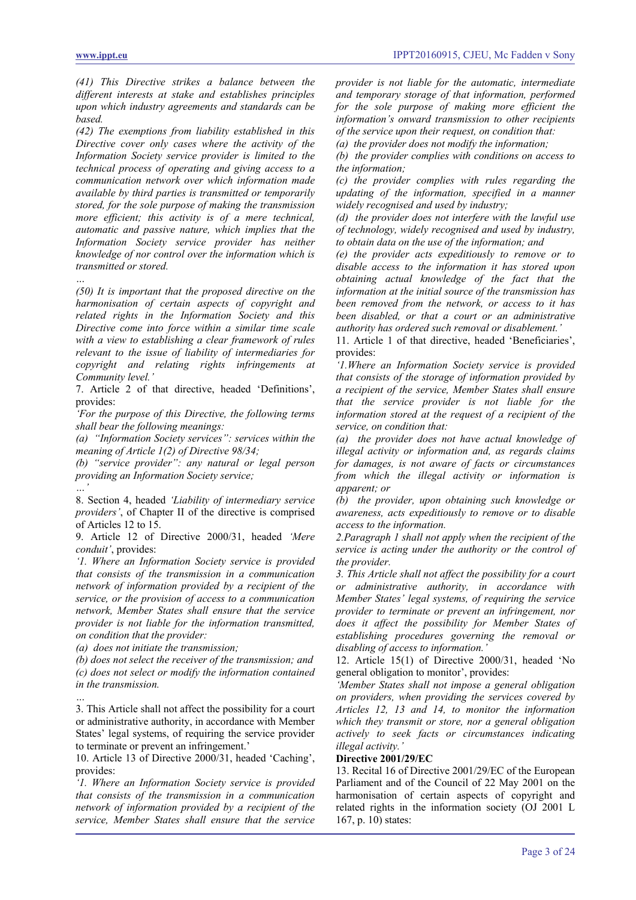*(41) This Directive strikes a balance between the different interests at stake and establishes principles upon which industry agreements and standards can be based.*

*(42) The exemptions from liability established in this Directive cover only cases where the activity of the Information Society service provider is limited to the technical process of operating and giving access to a communication network over which information made available by third parties is transmitted or temporarily stored, for the sole purpose of making the transmission more efficient; this activity is of a mere technical, automatic and passive nature, which implies that the Information Society service provider has neither knowledge of nor control over the information which is transmitted or stored.*

*…*

*(50) It is important that the proposed directive on the harmonisation of certain aspects of copyright and related rights in the Information Society and this Directive come into force within a similar time scale with a view to establishing a clear framework of rules relevant to the issue of liability of intermediaries for copyright and relating rights infringements at Community level.'*

7. Article 2 of that directive, headed 'Definitions', provides:

*'For the purpose of this Directive, the following terms shall bear the following meanings:*

*(a) "Information Society services": services within the meaning of Article 1(2) of Directive 98/34;*

*(b) "service provider": any natural or legal person providing an Information Society service;*

*…'*

8. Section 4, headed *'Liability of intermediary service providers'*, of Chapter II of the directive is comprised of Articles 12 to 15.

9. Article 12 of Directive 2000/31, headed *'Mere conduit'*, provides:

*'1. Where an Information Society service is provided that consists of the transmission in a communication network of information provided by a recipient of the service, or the provision of access to a communication network, Member States shall ensure that the service provider is not liable for the information transmitted, on condition that the provider:*

*(a) does not initiate the transmission;*

*(b) does not select the receiver of the transmission; and*

*(c) does not select or modify the information contained in the transmission.*

*…*

3. This Article shall not affect the possibility for a court or administrative authority, in accordance with Member States' legal systems, of requiring the service provider to terminate or prevent an infringement.'

10. Article 13 of Directive 2000/31, headed 'Caching', provides:

*'1. Where an Information Society service is provided that consists of the transmission in a communication network of information provided by a recipient of the service, Member States shall ensure that the service provider is not liable for the automatic, intermediate and temporary storage of that information, performed for the sole purpose of making more efficient the information's onward transmission to other recipients of the service upon their request, on condition that:*

*(a) the provider does not modify the information;*

*(b) the provider complies with conditions on access to the information;*

*(c) the provider complies with rules regarding the updating of the information, specified in a manner widely recognised and used by industry;*

*(d) the provider does not interfere with the lawful use of technology, widely recognised and used by industry, to obtain data on the use of the information; and*

*(e) the provider acts expeditiously to remove or to disable access to the information it has stored upon obtaining actual knowledge of the fact that the information at the initial source of the transmission has been removed from the network, or access to it has been disabled, or that a court or an administrative authority has ordered such removal or disablement.'*

11. Article 1 of that directive, headed 'Beneficiaries', provides:

*'1.Where an Information Society service is provided that consists of the storage of information provided by a recipient of the service, Member States shall ensure that the service provider is not liable the information stored at the request of a recipient of the service, on condition that:*

*(a) the provider does not have actual knowledge of illegal activity or information and, as regards claims for damages, is not aware of facts or circumstances from which the illegal activity or information is apparent; or*

*(b) the provider, upon obtaining such knowledge or awareness, acts expeditiously to remove or to disable access to the information.*

*2.Paragraph 1 shall not apply when the recipient of the service is acting under the authority or the control of the provider.*

*3. This Article shall not affect the possibility for a court or administrative authority, in accordance with Member States' legal systems, of requiring the service provider to terminate or prevent an infringement, nor does it affect the possibility for Member States of establishing procedures governing the removal or disabling of access to information.'*

12. Article 15(1) of Directive 2000/31, headed 'No general obligation to monitor', provides:

*'Member States shall not impose a general obligation on providers, when providing the services covered by Articles 12, 13 and 14, to monitor the information which they transmit or store, nor a general obligation actively to seek facts or circumstances indicating illegal activity.'*

**Directive 2001/29/EC**

13. Recital 16 of Directive 2001/29/EC of the European Parliament and of the Council of 22 May 2001 on the harmonisation of certain aspects of copyright and related rights in the information society (OJ 2001 L 167, p. 10) states: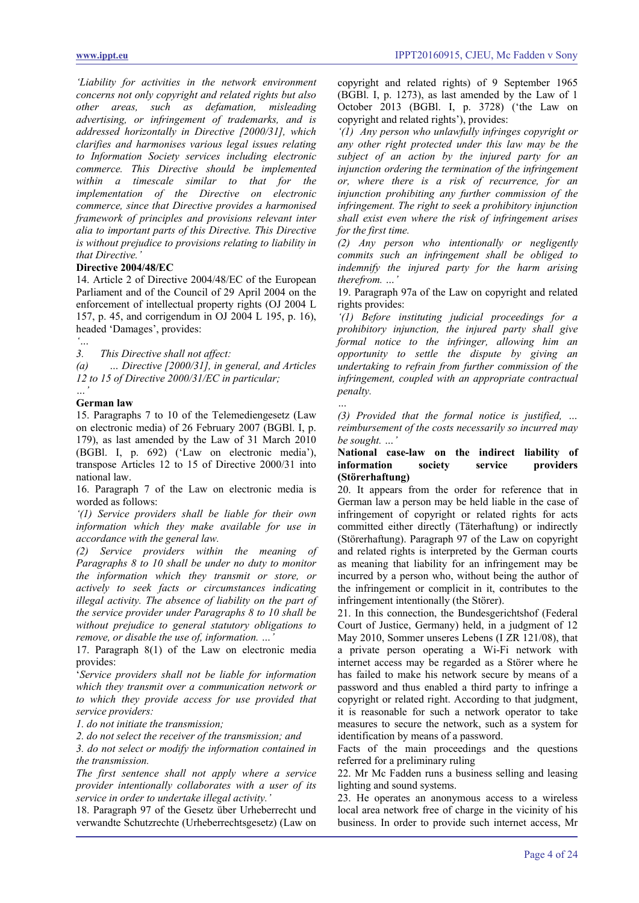*'Liability for activities in the network environment concerns not only copyright and related rights but also other areas, such as defamation, misleading advertising, or infringement of trademarks, and is addressed horizontally in Directive [2000/31], which clarifies and harmonises various legal issues relating to Information Society services including electronic commerce. This Directive should be implemented within a timescale similar to that for the implementation of the Directive on electronic commerce, since that Directive provides a harmonised framework of principles and provisions relevant inter alia to important parts of this Directive. This Directive is without prejudice to provisions relating to liability in that Directive.'*

**Directive 2004/48/EC**

14. Article 2 of Directive 2004/48/EC of the European Parliament and of the Council of 29 April 2004 on the enforcement of intellectual property rights (OJ 2004 L 157, p. 45, and corrigendum in OJ 2004 L 195, p. 16), headed 'Damages', provides:

*'…*

*3. This Directive shall not affect:*

*(a) … Directive [2000/31], in general, and Articles 12 to 15 of Directive 2000/31/EC in particular;*

*…'*

**German law**

15. Paragraphs 7 to 10 of the Telemediengesetz (Law on electronic media) of 26 February 2007 (BGBl. I, p. 179), as last amended by the Law of 31 March 2010 (BGBl. I, p. 692) ('Law on electronic media'), transpose Articles 12 to 15 of Directive 2000/31 into national law.

16. Paragraph 7 of the Law on electronic media is worded as follows:

*'(1) Service providers shall be liable for their own information which they make available for use in accordance with the general law.*

*(2) Service providers within the meaning of Paragraphs 8 to 10 shall be under no duty to monitor the information which they transmit or store, or actively to seek facts or circumstances indicating illegal activity. The absence of liability on the part of the service provider under Paragraphs 8 to 10 shall be without prejudice to general statutory obligations to remove, or disable the use of, information. …'*

17. Paragraph 8(1) of the Law on electronic media provides:

'*Service providers shall not be liable for information which they transmit over a communication network or to which they provide access for use provided that service providers:*

*1. do not initiate the transmission;*

*2. do not select the receiver of the transmission; and*

*3. do not select or modify the information contained in the transmission.*

*The first sentence shall not apply where a service provider intentionally collaborates with a user of its service in order to undertake illegal activity.'*

18. Paragraph 97 of the Gesetz über Urheberrecht und verwandte Schutzrechte (Urheberrechtsgesetz) (Law on copyright and related rights) of 9 September 1965 (BGBl. I, p. 1273), as last amended by the Law of 1 October 2013 (BGBl. I, p. 3728) ('the Law on copyright and related rights'), provides:

*'(1) Any person who unlawfully infringes copyright or any other right protected under this law may be the subject of an action by the injured party for an injunction ordering the termination of the infringement or, where there is a risk of recurrence, for an injunction prohibiting any further commission of the infringement. The right to seek a prohibitory injunction shall exist even where the risk of infringement arises for the first time.*

*(2) Any person who intentionally or negligently commits such an infringement shall be obliged to indemnify the injured party for the harm arising therefrom. …'*

19. Paragraph 97a of the Law on copyright and related rights provides:

*'(1) Before instituting judicial proceedings for a prohibitory injunction, the injured party shall give formal notice to the infringer, allowing him an opportunity to settle the dispute by giving an undertaking to refrain from further commission of the infringement, coupled with an appropriate contractual penalty.*

*…*

*(3) Provided that the formal notice is justified, … reimbursement of the costs necessarily so incurred may be sought. …'*

**National case-law on the indirect liability of information society service providers (Störerhaftung)**

20. It appears from the order for reference that in German law a person may be held liable in the case of infringement of copyright or related rights for acts committed either directly (Täterhaftung) or indirectly (Störerhaftung). Paragraph 97 of the Law on copyright and related rights is interpreted by the German courts as meaning that liability for an infringement may be incurred by a person who, without being the author of the infringement or complicit in it, contributes to the infringement intentionally (the Störer).

21. In this connection, the Bundesgerichtshof (Federal Court of Justice, Germany) held, in a judgment of 12 May 2010, Sommer unseres Lebens (I ZR 121/08), that a private person operating a Wi-Fi network with internet access may be regarded as a Störer where he has failed to make his network secure by means of a password and thus enabled a third party to infringe a copyright or related right. According to that judgment, it is reasonable for such a network operator to take measures to secure the network, such as a system for identification by means of a password.

Facts of the main proceedings and the questions referred for a preliminary ruling

22. Mr Mc Fadden runs a business selling and leasing lighting and sound systems.

23. He operates an anonymous access to a wireless local area network free of charge in the vicinity of his business. In order to provide such internet access, Mr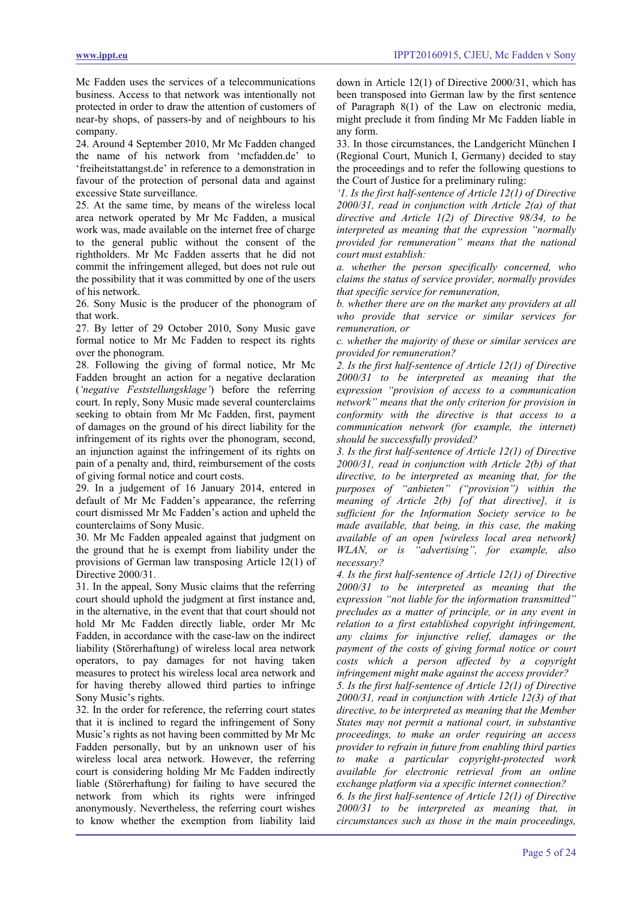Mc Fadden uses the services of a telecommunications business. Access to that network was intentionally not protected in order to draw the attention of customers of near-by shops, of passers-by and of neighbours to his company.

24. Around 4 September 2010, Mr Mc Fadden changed the name of his network from 'mcfadden.de' to 'freiheitstattangst.de' in reference to a demonstration in favour of the protection of personal data and against excessive State surveillance.

25. At the same time, by means of the wireless local area network operated by Mr Mc Fadden, a musical work was, made available on the internet free of charge to the general public without the consent of the rightholders. Mr Mc Fadden asserts that he did not commit the infringement alleged, but does not rule out the possibility that it was committed by one of the users of his network.

26. Sony Music is the producer of the phonogram of that work.

27. By letter of 29 October 2010, Sony Music gave formal notice to Mr Mc Fadden to respect its rights over the phonogram.

28. Following the giving of formal notice, Mr Mc Fadden brought an action for a negative declaration (*'negative Feststellungsklage'*) before the referring court. In reply, Sony Music made several counterclaims seeking to obtain from Mr Mc Fadden, first, payment of damages on the ground of his direct liability for the infringement of its rights over the phonogram, second, an injunction against the infringement of its rights on pain of a penalty and, third, reimbursement of the costs of giving formal notice and court costs.

29. In a judgement of 16 January 2014, entered in default of Mr Mc Fadden's appearance, the referring court dismissed Mr Mc Fadden's action and upheld the counterclaims of Sony Music.

30. Mr Mc Fadden appealed against that judgment on the ground that he is exempt from liability under the provisions of German law transposing Article 12(1) of Directive 2000/31.

31. In the appeal, Sony Music claims that the referring court should uphold the judgment at first instance and, in the alternative, in the event that that court should not hold Mr Mc Fadden directly liable, order Mr Mc Fadden, in accordance with the case-law on the indirect liability (Störerhaftung) of wireless local area network operators, to pay damages for not having taken measures to protect his wireless local area network and for having thereby allowed third parties to infringe Sony Music's rights.

32. In the order for reference, the referring court states that it is inclined to regard the infringement of Sony Music's rights as not having been committed by Mr Mc Fadden personally, but by an unknown user of his wireless local area network. However, the referring court is considering holding Mr Mc Fadden indirectly liable (Störerhaftung) for failing to have secured the network from which its rights were infringed anonymously. Nevertheless, the referring court wishes to know whether the exemption from liability laid down in Article 12(1) of Directive 2000/31, which has been transposed into German law by the first sentence of Paragraph 8(1) of the Law on electronic media, might preclude it from finding Mr Mc Fadden liable in any form.

33. In those circumstances, the Landgericht München I (Regional Court, Munich I, Germany) decided to stay the proceedings and to refer the following questions to the Court of Justice for a preliminary ruling:

*'1. Is the first half-sentence of Article 12(1) of Directive 2000/31, read in conjunction with Article 2(a) of that directive and Article 1(2) of Directive 98/34, to be interpreted as meaning that the expression "normally provided for remuneration" means that the national court must establish:*

*a. whether the person specifically concerned, who claims the status of service provider, normally provides that specific service for remuneration,*

*b. whether there are on the market any providers at all who provide that service or similar services for remuneration, or*

*c. whether the majority of these or similar services are provided for remuneration?*

*2. Is the first half-sentence of Article 12(1) of Directive 2000/31 to be interpreted as meaning that the expression "provision of access to a communication network" means that the only criterion for provision in conformity with the directive is that access to a communication network (for example, the internet) should be successfully provided?*

*3. Is the first half-sentence of Article 12(1) of Directive 2000/31, read in conjunction with Article 2(b) of that directive, to be interpreted as meaning that, for the purposes of "anbieten" ("provision") within the meaning of Article 2(b) [of that directive], it is sufficient for the Information Society service to be made available, that being, in this case, the making available of an open [wireless local area network] WLAN, or is "advertising", for example, also necessary?*

*4. Is the first half-sentence of Article 12(1) of Directive 2000/31 to be interpreted as meaning that the expression "not liable for the information transmitted" precludes as a matter of principle, or in any event in relation to a first established copyright infringement, any claims for injunctive relief, damages or the payment of the costs of giving formal notice or court costs which a person affected by a copyright infringement might make against the access provider?*

*5. Is the first half-sentence of Article 12(1) of Directive 2000/31, read in conjunction with Article 12(3) of that directive, to be interpreted as meaning that the Member States may not permit a national court, in substantive proceedings, to make an order requiring an access provider to refrain in future from enabling third parties to make a particular copyright-protected work available for electronic retrieval from an online exchange platform via a specific internet connection?*

*6. Is the first half-sentence of Article 12(1) of Directive 2000/31 to be interpreted as meaning that, in circumstances such as those in the main proceedings,*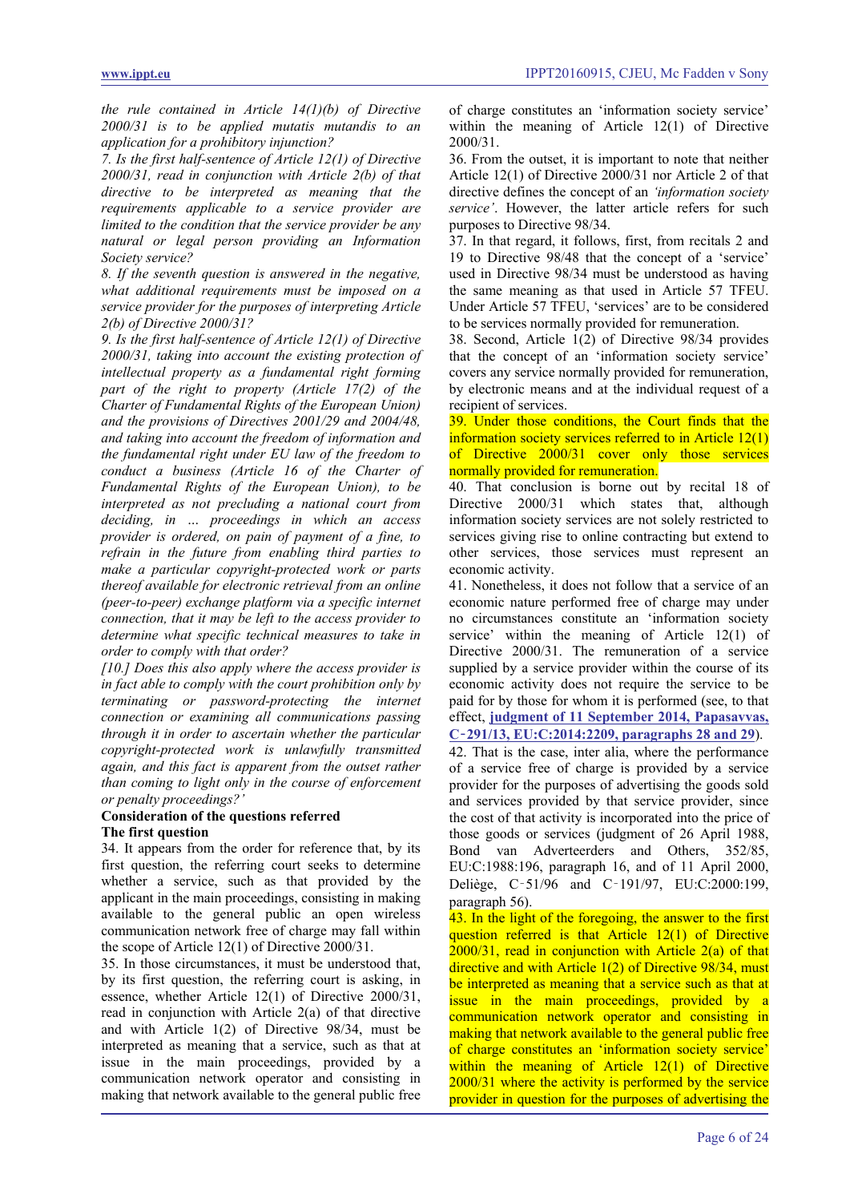*the rule contained in Article 14(1)(b) of Directive 2000/31 is to be applied mutatis mutandis to an application for a prohibitory injunction?*

*7. Is the first half-sentence of Article 12(1) of Directive 2000/31, read in conjunction with Article 2(b) of that directive to be interpreted as meaning that the requirements applicable to a service provider are limited to the condition that the service provider be any natural or legal person providing an Information Society service?*

*8. If the seventh question is answered in the negative, what additional requirements must be imposed on a service provider for the purposes of interpreting Article 2(b) of Directive 2000/31?*

*9. Is the first half-sentence of Article 12(1) of Directive 2000/31, taking into account the existing protection of intellectual property as a fundamental right forming part of the right to property (Article 17(2) of the Charter of Fundamental Rights of the European Union) and the provisions of Directives 2001/29 and 2004/48, and taking into account the freedom of information and the fundamental right under EU law of the freedom to conduct a business (Article 16 of the Charter of Fundamental Rights of the European Union), to be interpreted as not precluding a national court from deciding, in … proceedings in which an access provider is ordered, on pain of payment of a fine, to refrain in the future from enabling third parties to make a particular copyright-protected work or parts thereof available for electronic retrieval from an online (peer-to-peer) exchange platform via a specific internet connection, that it may be left to the access provider to determine what specific technical measures to take in order to comply with that order?*

*[10.] Does this also apply where the access provider is in fact able to comply with the court prohibition only by terminating or password-protecting the internet connection or examining all communications passing through it in order to ascertain whether the particular copyright-protected work is unlawfully transmitted again, and this fact is apparent from the outset rather than coming to light only in the course of enforcement or penalty proceedings?'*

**Consideration of the questions referred**

**The first question**

34. It appears from the order for reference that, by its first question, the referring court seeks to determine whether a service, such as that provided by the applicant in the main proceedings, consisting in making available to the general public an open wireless communication network free of charge may fall within the scope of Article 12(1) of Directive 2000/31.

35. In those circumstances, it must be understood that, by its first question, the referring court is asking, in essence, whether Article 12(1) of Directive 2000/31, read in conjunction with Article 2(a) of that directive and with Article 1(2) of Directive 98/34, must be interpreted as meaning that a service, such as that at issue in the main proceedings, provided by a communication network operator and consisting in making that network available to the general public free of charge constitutes an 'information society service' within the meaning of Article 12(1) of Directive 2000/31.

36. From the outset, it is important to note that neither Article 12(1) of Directive 2000/31 nor Article 2 of that directive defines the concept of an *'information society service'*. However, the latter article refers for such purposes to Directive 98/34.

37. In that regard, it follows, first, from recitals 2 and 19 to Directive 98/48 that the concept of a 'service' used in Directive 98/34 must be understood as having the same meaning as that used in Article 57 TFEU. Under Article 57 TFEU, 'services' are to be considered to be services normally provided for remuneration.

38. Second, Article 1(2) of Directive 98/34 provides that the concept of an 'information society service' covers any service normally provided for remuneration, by electronic means and at the individual request of a recipient of services.

39. Under those conditions, the Court finds that the information society services referred to in Article 12(1) of Directive 2000/31 cover only those services normally provided for remuneration.

40. That conclusion is borne out by recital 18 of Directive 2000/31 which states that, although information society services are not solely restricted to services giving rise to online contracting but extend to other services, those services must represent an economic activity.

41. Nonetheless, it does not follow that a service of an economic nature performed free of charge may under no circumstances constitute an 'information society service' within the meaning of Article 12(1) of Directive 2000/31. The remuneration of a service supplied by a service provider within the course of its economic activity does not require the service to be paid for by those for whom it is performed (see, to that effect, **judgment of 11 September 2014, Papasavvas, C‑291/13, EU:C:2014:2209, paragraphs 28 and 29**).

42. That is the case, inter alia, where the performance of a service free of charge is provided by a service provider for the purposes of advertising the goods sold and services provided by that service provider, since the cost of that activity is incorporated into the price of those goods or services (judgment of 26 April 1988, Bond van Adverteerders and Others, 352/85, EU:C:1988:196, paragraph 16, and of 11 April 2000, Deliège, C‑51/96 and C‑191/97, EU:C:2000:199, paragraph 56).

43. In the light of the foregoing, the answer to the first question referred is that Article 12(1) of Directive 2000/31, read in conjunction with Article 2(a) of that directive and with Article 1(2) of Directive 98/34, must be interpreted as meaning that a service such as that at issue in the main proceedings, provided by a communication network operator and consisting in making that network available to the general public free of charge constitutes an 'information society service' within the meaning of Article 12(1) of Directive 2000/31 where the activity is performed by the service provider in question for the purposes of advertising the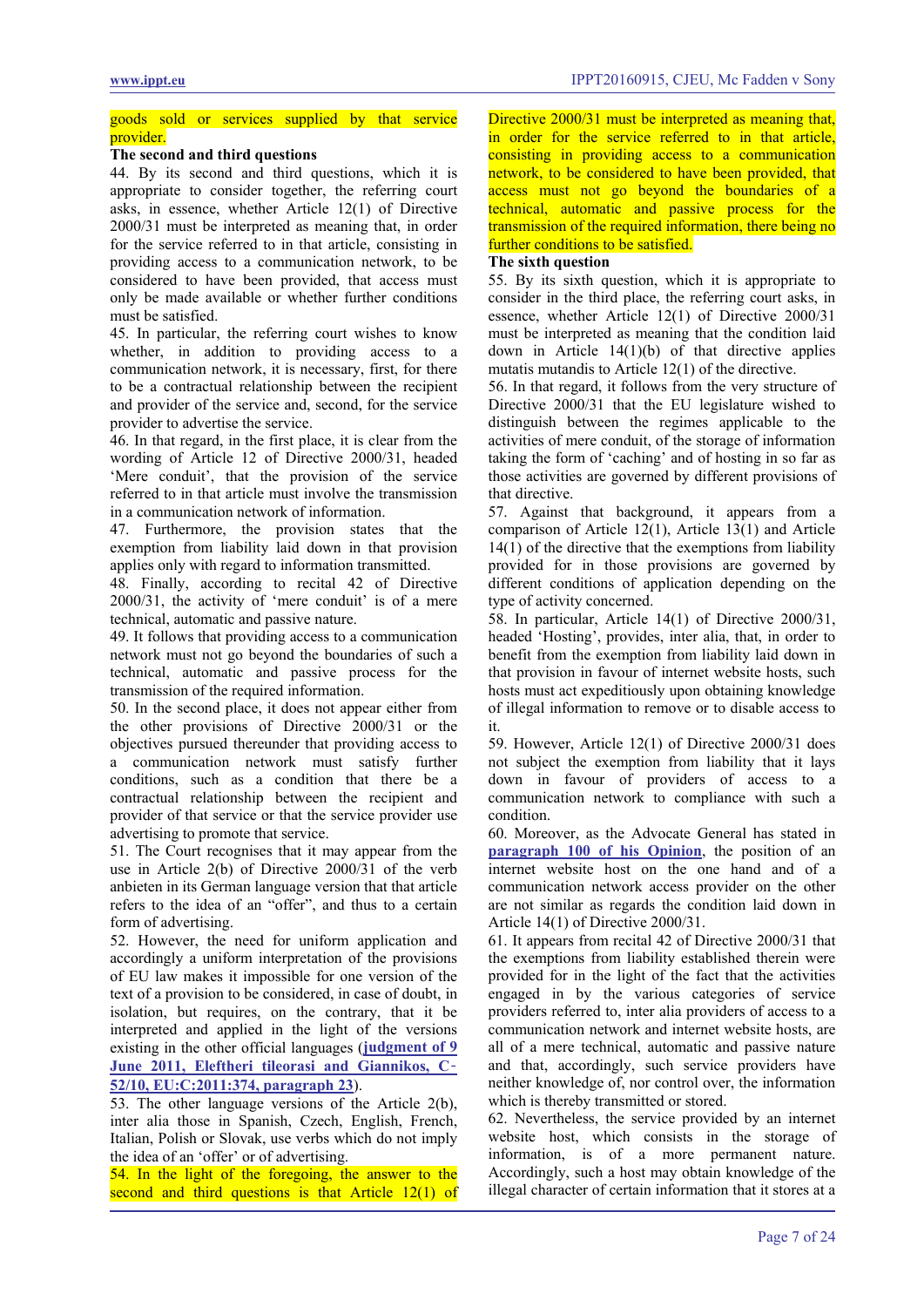goods sold or services supplied by that service provider.

**The second and third questions**

44. By its second and third questions, which it is appropriate to consider together, the referring court asks, in essence, whether Article 12(1) of Directive 2000/31 must be interpreted as meaning that, in order for the service referred to in that article, consisting in providing access to a communication network, to be considered to have been provided, that access must only be made available or whether further conditions must be satisfied.

45. In particular, the referring court wishes to know whether, in addition to providing access to a communication network, it is necessary, first, for there to be a contractual relationship between the recipient and provider of the service and, second, for the service provider to advertise the service.

46. In that regard, in the first place, it is clear from the wording of Article 12 of Directive 2000/31, headed 'Mere conduit', that the provision of the service referred to in that article must involve the transmission in a communication network of information.

47. Furthermore, the provision states that the exemption from liability laid down in that provision applies only with regard to information transmitted.

48. Finally, according to recital 42 of Directive 2000/31, the activity of 'mere conduit' is of a mere technical, automatic and passive nature.

49. It follows that providing access to a communication network must not go beyond the boundaries of such a technical, automatic and passive process for the transmission of the required information.

50. In the second place, it does not appear either from the other provisions of Directive 2000/31 or the objectives pursued thereunder that providing access to a communication network must satisfy further conditions, such as a condition that there be a contractual relationship between the recipient and provider of that service or that the service provider use advertising to promote that service.

51. The Court recognises that it may appear from the use in Article 2(b) of Directive 2000/31 of the verb anbieten in its German language version that that article refers to the idea of an "offer", and thus to a certain form of advertising.

52. However, the need for uniform application and accordingly a uniform interpretation of the provisions of EU law makes it impossible for one version of the text of a provision to be considered, in case of doubt, in isolation, but requires, on the contrary, that it be interpreted and applied in the light of the versions existing in the other official languages (**judgment of 9 June 2011, Eleftheri tileorasi and Giannikos, C-52/10, EU:C:2011:374, paragraph 23**).

53. The other language versions of the Article 2(b), inter alia those in Spanish, Czech, English, French, Italian, Polish or Slovak, use verbs which do not imply the idea of an 'offer' or of advertising.

54. In the light of the foregoing, the answer to the second and third questions is that Article 12(1) of Directive 2000/31 must be interpreted as meaning that, in order for the service referred to in that article, consisting in providing access to a communication network, to be considered to have been provided, that access must not go beyond the boundaries of a technical, automatic and passive process for the transmission of the required information, there being no further conditions to be satisfied.

**The sixth question**

55. By its sixth question, which it is appropriate to consider in the third place, the referring court asks, in essence, whether Article 12(1) of Directive 2000/31 must be interpreted as meaning that the condition laid down in Article 14(1)(b) of that directive applies mutatis mutandis to Article 12(1) of the directive.

56. In that regard, it follows from the very structure of Directive 2000/31 that the EU legislature wished to distinguish between the regimes applicable to the activities of mere conduit, of the storage of information taking the form of 'caching' and of hosting in so far as those activities are governed by different provisions of that directive.

57. Against that background, it appears from a comparison of Article 12(1), Article 13(1) and Article 14(1) of the directive that the exemptions from liability provided for in those provisions are governed by different conditions of application depending on the type of activity concerned.

58. In particular, Article 14(1) of Directive 2000/31, headed 'Hosting', provides, inter alia, that, in order to benefit from the exemption from liability laid down in that provision in favour of internet website hosts, such hosts must act expeditiously upon obtaining knowledge of illegal information to remove or to disable access to it.

59. However, Article 12(1) of Directive 2000/31 does not subject the exemption from liability that it lays down in favour of providers of access to a communication network to compliance with such a condition.

60. Moreover, as the Advocate General has stated in **paragraph 100 of his Opinion**, the position of an internet website host on the one hand and of a communication network access provider on the other are not similar as regards the condition laid down in Article 14(1) of Directive 2000/31.

61. It appears from recital 42 of Directive 2000/31 that the exemptions from liability established therein were provided for in the light of the fact that the activities engaged in by the various categories of service providers referred to, inter alia providers of access to a communication network and internet website hosts, are all of a mere technical, automatic and passive nature and that, accordingly, such service providers have neither knowledge of, nor control over, the information which is thereby transmitted or stored.

62. Nevertheless, the service provided by an internet website host, which consists in the storage of information, is of a more permanent nature. Accordingly, such a host may obtain knowledge of the illegal character of certain information that it stores at a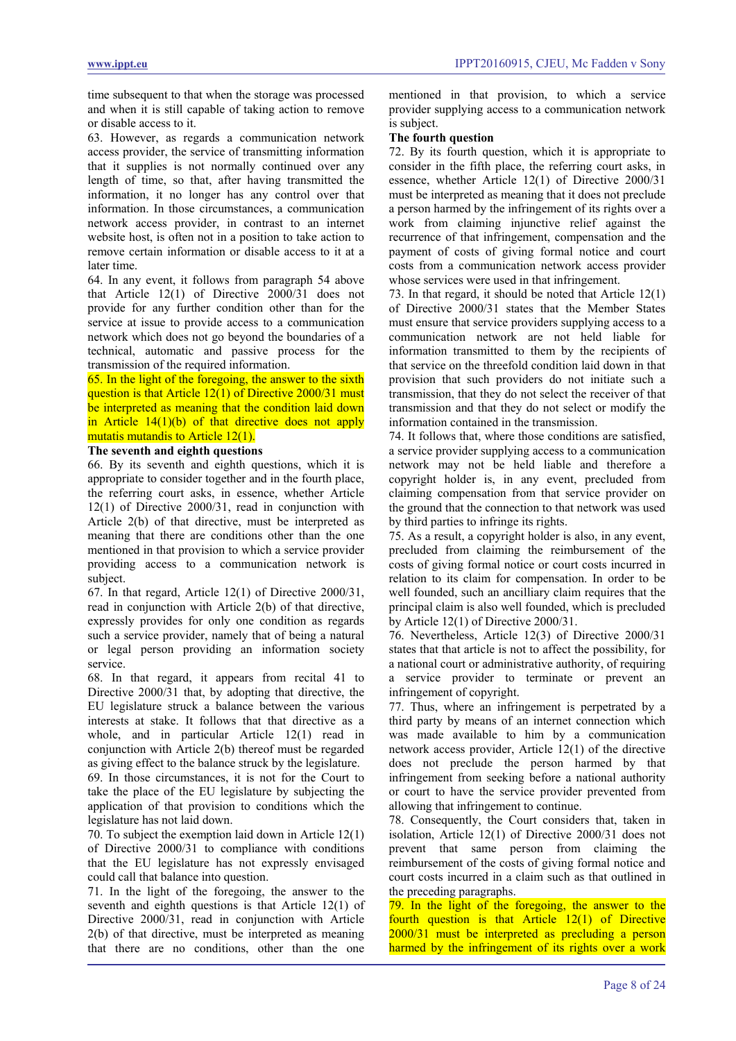time subsequent to that when the storage was processed and when it is still capable of taking action to remove or disable access to it.

63. However, as regards a communication network access provider, the service of transmitting information that it supplies is not normally continued over any length of time, so that, after having transmitted the information, it no longer has any control over that information. In those circumstances, a communication network access provider, in contrast to an internet website host, is often not in a position to take action to remove certain information or disable access to it at a later time.

64. In any event, it follows from paragraph 54 above that Article 12(1) of Directive 2000/31 does not provide for any further condition other than for the service at issue to provide access to a communication network which does not go beyond the boundaries of a technical, automatic and passive process for the transmission of the required information.

65. In the light of the foregoing, the answer to the sixth question is that Article 12(1) of Directive 2000/31 must be interpreted as meaning that the condition laid down in Article 14(1)(b) of that directive does not apply mutatis mutandis to Article 12(1).

**The seventh and eighth questions**

66. By its seventh and eighth questions, which it is appropriate to consider together and in the fourth place, the referring court asks, in essence, whether Article 12(1) of Directive 2000/31, read in conjunction with Article 2(b) of that directive, must be interpreted as meaning that there are conditions other than the one mentioned in that provision to which a service provider providing access to a communication network is subject.

67. In that regard, Article 12(1) of Directive 2000/31, read in conjunction with Article 2(b) of that directive, expressly provides for only one condition as regards such a service provider, namely that of being a natural or legal person providing an information society service.

68. In that regard, it appears from recital 41 to Directive 2000/31 that, by adopting that directive, the EU legislature struck a balance between the various interests at stake. It follows that that directive as a whole, and in particular Article 12(1) read in conjunction with Article 2(b) thereof must be regarded as giving effect to the balance struck by the legislature.

69. In those circumstances, it is not for the Court to take the place of the EU legislature by subjecting the application of that provision to conditions which the legislature has not laid down.

70. To subject the exemption laid down in Article 12(1) of Directive 2000/31 to compliance with conditions that the EU legislature has not expressly envisaged could call that balance into question.

71. In the light of the foregoing, the answer to the seventh and eighth questions is that Article 12(1) of Directive 2000/31, read in conjunction with Article 2(b) of that directive, must be interpreted as meaning that there are no conditions, other than the one mentioned in that provision, to which a service provider supplying access to a communication network is subject.

**The fourth question**

72. By its fourth question, which it is appropriate to consider in the fifth place, the referring court asks, in essence, whether Article 12(1) of Directive 2000/31 must be interpreted as meaning that it does not preclude a person harmed by the infringement of its rights over a work from claiming injunctive relief against the recurrence of that infringement, compensation and the payment of costs of giving formal notice and court costs from a communication network access provider whose services were used in that infringement.

73. In that regard, it should be noted that Article 12(1) of Directive 2000/31 states that the Member States must ensure that service providers supplying access to a communication network are not held liable for information transmitted to them by the recipients of that service on the threefold condition laid down in that provision that such providers do not initiate such a transmission, that they do not select the receiver of that transmission and that they do not select or modify the information contained in the transmission.

74. It follows that, where those conditions are satisfied, a service provider supplying access to a communication network may not be held liable and therefore a copyright holder is, in any event, precluded from claiming compensation from that service provider on the ground that the connection to that network was used by third parties to infringe its rights.

75. As a result, a copyright holder is also, in any event, precluded from claiming the reimbursement of the costs of giving formal notice or court costs incurred in relation to its claim for compensation. In order to be well founded, such an ancilliary claim requires that the principal claim is also well founded, which is precluded by Article 12(1) of Directive 2000/31.

76. Nevertheless, Article 12(3) of Directive 2000/31 states that that article is not to affect the possibility, for a national court or administrative authority, of requiring a service provider to terminate or prevent an infringement of copyright.

77. Thus, where an infringement is perpetrated by a third party by means of an internet connection which was made available to him by a communication network access provider, Article 12(1) of the directive does not preclude the person harmed by that infringement from seeking before a national authority or court to have the service provider prevented from allowing that infringement to continue.

78. Consequently, the Court considers that, taken in isolation, Article 12(1) of Directive 2000/31 does not prevent that same person from claiming the reimbursement of the costs of giving formal notice and court costs incurred in a claim such as that outlined in the preceding paragraphs.

79. In the light of the foregoing, the answer to the fourth question is that Article 12(1) of Directive 2000/31 must be interpreted as precluding a person harmed by the infringement of its rights over a work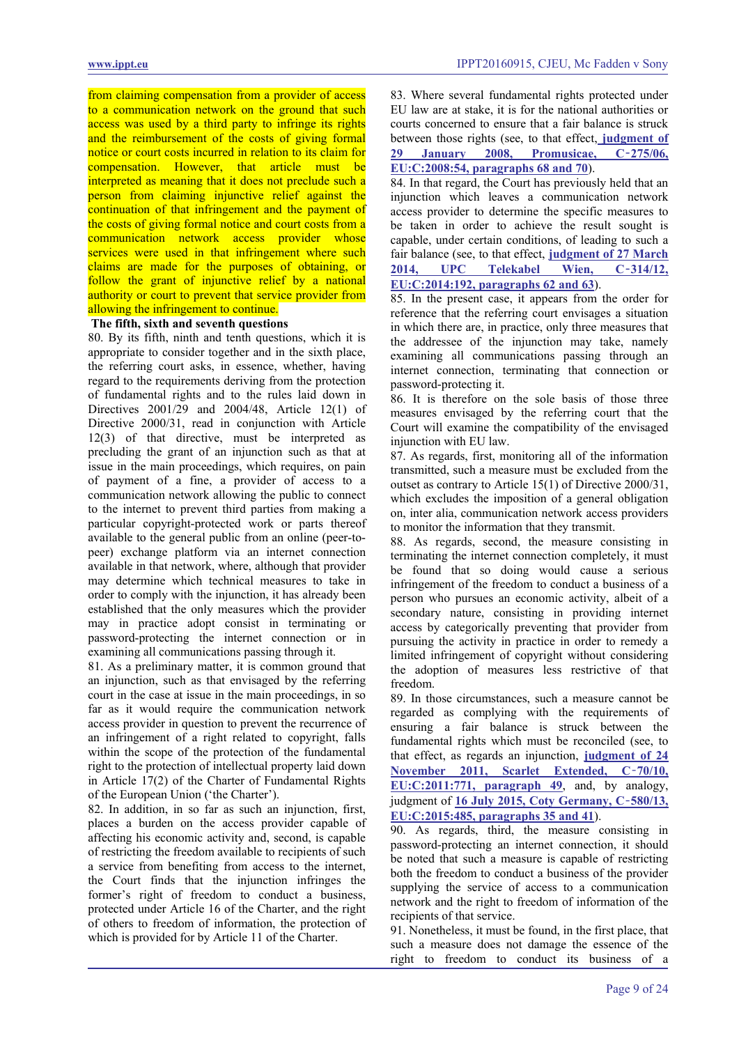from claiming compensation from a provider of access to a communication network on the ground that such access was used by a third party to infringe its rights and the reimbursement of the costs of giving formal notice or court costs incurred in relation to its claim for compensation. However, that article must be interpreted as meaning that it does not preclude such a person from claiming injunctive relief against the continuation of that infringement and the payment of the costs of giving formal notice and court costs from a communication network access provider whose services were used in that infringement where such claims are made for the purposes of obtaining, or follow the grant of injunctive relief by a national authority or court to prevent that service provider from allowing the infringement to continue.

**The fifth, sixth and seventh questions**

80. By its fifth, ninth and tenth questions, which it is appropriate to consider together and in the sixth place, the referring court asks, in essence, whether, having regard to the requirements deriving from the protection of fundamental rights and to the rules laid down in Directives 2001/29 and 2004/48, Article 12(1) of Directive 2000/31, read in conjunction with Article 12(3) of that directive, must be interpreted as precluding the grant of an injunction such as that at issue in the main proceedings, which requires, on pain of payment of a fine, a provider of access to a communication network allowing the public to connect to the internet to prevent third parties from making a particular copyright-protected work or parts thereof available to the general public from an online (peer-to-peer) exchange platform via an internet connection available in that network, where, although that provider may determine which technical measures to take in order to comply with the injunction, it has already been established that the only measures which the provider may in practice adopt consist in terminating or password-protecting the internet connection or in examining all communications passing through it.

81. As a preliminary matter, it is common ground that an injunction, such as that envisaged by the referring court in the case at issue in the main proceedings, in so far as it would require the communication network access provider in question to prevent the recurrence of an infringement of a right related to copyright, falls within the scope of the protection of the fundamental right to the protection of intellectual property laid down in Article 17(2) of the Charter of Fundamental Rights of the European Union ('the Charter').

82. In addition, in so far as such an injunction, first, places a burden on the access provider capable of affecting his economic activity and, second, is capable of restricting the freedom available to recipients of such a service from benefiting from access to the internet, the Court finds that the injunction infringes the former's right of freedom to conduct a business, protected under Article 16 of the Charter, and the right of others to freedom of information, the protection of which is provided for by Article 11 of the Charter.

83. Where several fundamental rights protected under EU law are at stake, it is for the national authorities or courts concerned to ensure that a fair balance is struck between those rights (see, to that effect, **judgment of 29 January 2008, Promusicae, C‑275/06, EU:C:2008:54, paragraphs 68 and 70**).

84. In that regard, the Court has previously held that an injunction which leaves a communication network access provider to determine the specific measures to be taken in order to achieve the result sought is capable, under certain conditions, of leading to such a fair balance (see, to that effect, **judgment of 27 March 2014, UPC Telekabel Wien, C‑314/12, EU:C:2014:192, paragraphs 62 and 63**).

85. In the present case, it appears from the order for reference that the referring court envisages a situation in which there are, in practice, only three measures that the addressee of the injunction may take, namely examining all communications passing through an internet connection, terminating that connection or password-protecting it.

86. It is therefore on the sole basis of those three measures envisaged by the referring court that the Court will examine the compatibility of the envisaged injunction with EU law.

87. As regards, first, monitoring all of the information transmitted, such a measure must be excluded from the outset as contrary to Article 15(1) of Directive 2000/31, which excludes the imposition of a general obligation on, inter alia, communication network access providers to monitor the information that they transmit.

88. As regards, second, the measure consisting in terminating the internet connection completely, it must be found that so doing would cause a serious infringement of the freedom to conduct a business of a person who pursues an economic activity, albeit of a secondary nature, consisting in providing internet access by categorically preventing that provider from pursuing the activity in practice in order to remedy a limited infringement of copyright without considering the adoption of measures less restrictive of that freedom.

89. In those circumstances, such a measure cannot be regarded as complying with the requirements of ensuring a fair balance is struck between the fundamental rights which must be reconciled (see, to that effect, as regards an injunction, **judgment of 24 November 2011, Scarlet Extended, C‑70/10, EU:C:2011:771, paragraph 49**, and, by analogy, judgment of **16 July 2015, Coty Germany, C‑580/13, EU:C:2015:485, paragraphs 35 and 41**).

90. As regards, third, the measure consisting in password-protecting an internet connection, it should be noted that such a measure is capable of restricting both the freedom to conduct a business of the provider supplying the service of access to a communication network and the right to freedom of information of the recipients of that service.

91. Nonetheless, it must be found, in the first place, that such a measure does not damage the essence of the right to freedom to conduct its business of a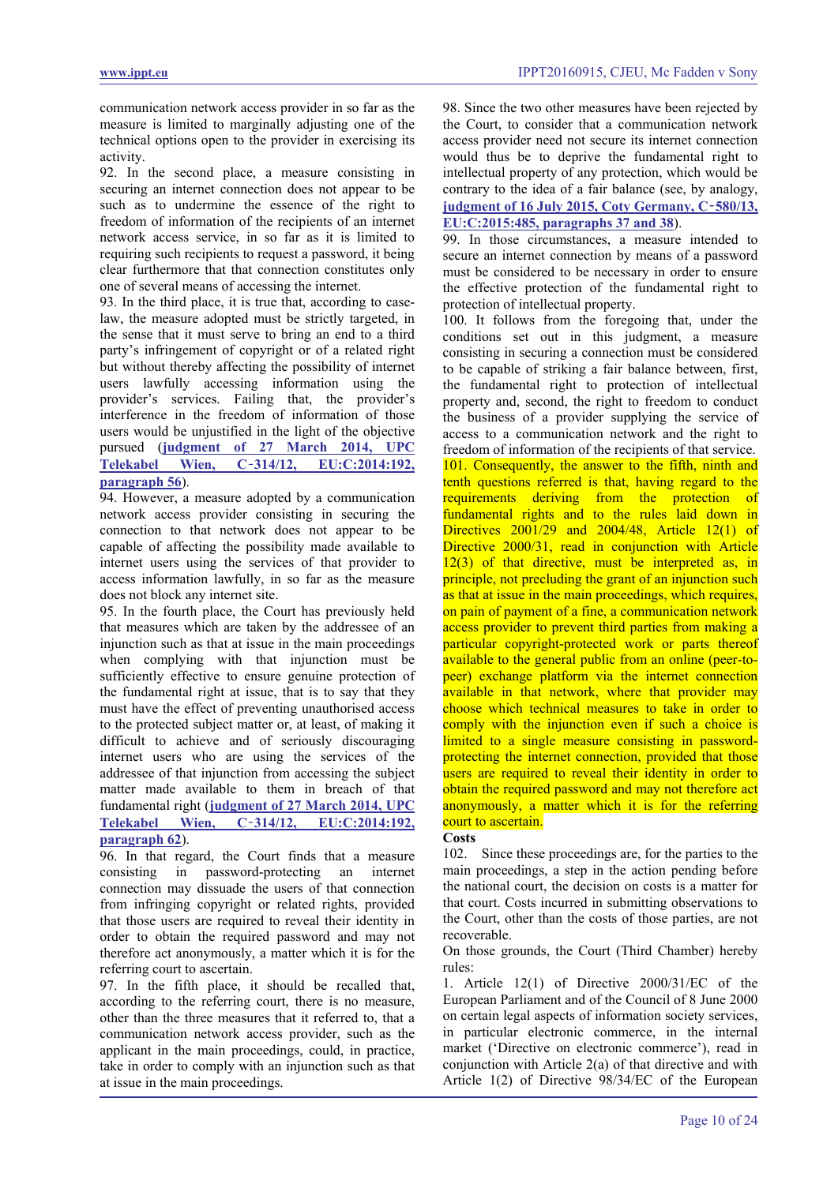communication network access provider in so far as the measure is limited to marginally adjusting one of the technical options open to the provider in exercising its activity.

92. In the second place, a measure consisting in securing an internet connection does not appear to be such as to undermine the essence of the right to freedom of information of the recipients of an internet network access service, in so far as it is limited to requiring such recipients to request a password, it being clear furthermore that that connection constitutes only one of several means of accessing the internet.

93. In the third place, it is true that, according to case-law, the measure adopted must be strictly targeted, in the sense that it must serve to bring an end to a third party's infringement of copyright or of a related right but without thereby affecting the possibility of internet users lawfully accessing information using the provider's services. Failing that, the provider's interference in the freedom of information of those users would be unjustified in the light of the objective pursued (**judgment of 27 March 2014, UPC Telekabel Wien, C‑314/12, EU:C:2014:192, paragraph 56**).

94. However, a measure adopted by a communication network access provider consisting in securing the connection to that network does not appear to be capable of affecting the possibility made available to internet users using the services of that provider to access information lawfully, in so far as the measure does not block any internet site.

95. In the fourth place, the Court has previously held that measures which are taken by the addressee of an injunction such as that at issue in the main proceedings when complying with that injunction must be sufficiently effective to ensure genuine protection of the fundamental right at issue, that is to say that they must have the effect of preventing unauthorised access to the protected subject matter or, at least, of making it difficult to achieve and of seriously discouraging internet users who are using the services of the addressee of that injunction from accessing the subject matter made available to them in breach of that fundamental right (**judgment of 27 March 2014, UPC Telekabel Wien, C‑314/12, EU:C:2014:192, paragraph 62**).

96. In that regard, the Court finds that a measure consisting in password-protecting an internet connection may dissuade the users of that connection from infringing copyright or related rights, provided that those users are required to reveal their identity in order to obtain the required password and may not therefore act anonymously, a matter which it is for the referring court to ascertain.

97. In the fifth place, it should be recalled that, according to the referring court, there is no measure, other than the three measures that it referred to, that a communication network access provider, such as the applicant in the main proceedings, could, in practice, take in order to comply with an injunction such as that at issue in the main proceedings.

98. Since the two other measures have been rejected by the Court, to consider that a communication network access provider need not secure its internet connection would thus be to deprive the fundamental right to intellectual property of any protection, which would be contrary to the idea of a fair balance (see, by analogy, **judgment of 16 July 2015, Coty Germany, C‑580/13, EU:C:2015:485, paragraphs 37 and 38**).

99. In those circumstances, a measure intended to secure an internet connection by means of a password must be considered to be necessary in order to ensure the effective protection of the fundamental right to protection of intellectual property.

100. It follows from the foregoing that, under the conditions set out in this judgment, a measure consisting in securing a connection must be considered to be capable of striking a fair balance between, first, the fundamental right to protection of intellectual property and, second, the right to freedom to conduct the business of a provider supplying the service of access to a communication network and the right to freedom of information of the recipients of that service.

101. Consequently, the answer to the fifth, ninth and tenth questions referred is that, having regard to the requirements deriving from the protection of fundamental rights and to the rules laid down in Directives 2001/29 and 2004/48, Article 12(1) of Directive 2000/31, read in conjunction with Article 12(3) of that directive, must be interpreted as, in principle, not precluding the grant of an injunction such as that at issue in the main proceedings, which requires, on pain of payment of a fine, a communication network access provider to prevent third parties from making a particular copyright-protected work or parts thereof available to the general public from an online (peer-to-peer) exchange platform via the internet connection available in that network, where that provider may choose which technical measures to take in order to comply with the injunction even if such a choice is limited to a single measure consisting in password-protecting the internet connection, provided that those users are required to reveal their identity in order to obtain the required password and may not therefore act anonymously, a matter which it is for the referring court to ascertain.

**Costs**

102. Since these proceedings are, for the parties to the main proceedings, a step in the action pending before the national court, the decision on costs is a matter for that court. Costs incurred in submitting observations to the Court, other than the costs of those parties, are not recoverable.

On those grounds, the Court (Third Chamber) hereby rules:

1. Article 12(1) of Directive 2000/31/EC of the European Parliament and of the Council of 8 June 2000 on certain legal aspects of information society services, in particular electronic commerce, in the internal market ('Directive on electronic commerce'), read in conjunction with Article 2(a) of that directive and with Article 1(2) of Directive 98/34/EC of the European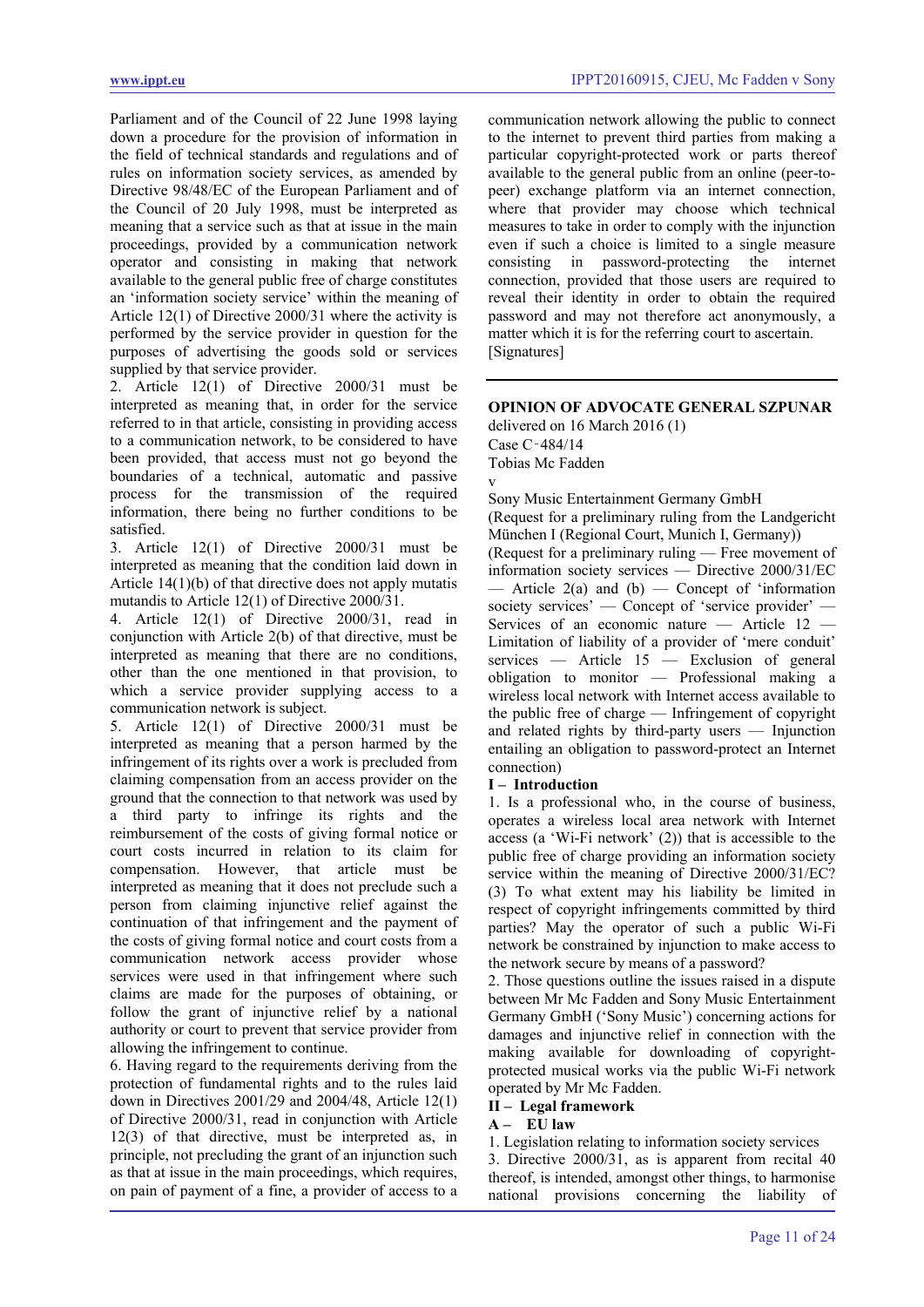Parliament and of the Council of 22 June 1998 laying down a procedure for the provision of information in the field of technical standards and regulations and of rules on information society services, as amended by Directive 98/48/EC of the European Parliament and of the Council of 20 July 1998, must be interpreted as meaning that a service such as that at issue in the main proceedings, provided by a communication network operator and consisting in making that network available to the general public free of charge constitutes an 'information society service' within the meaning of Article 12(1) of Directive 2000/31 where the activity is performed by the service provider in question for the purposes of advertising the goods sold or services supplied by that service provider.

2. Article 12(1) of Directive 2000/31 must be interpreted as meaning that, in order for the service referred to in that article, consisting in providing access to a communication network, to be considered to have been provided, that access must not go beyond the boundaries of a technical, automatic and passive process for the transmission of the required information, there being no further conditions to be satisfied.

3. Article 12(1) of Directive 2000/31 must be interpreted as meaning that the condition laid down in Article 14(1)(b) of that directive does not apply mutatis mutandis to Article 12(1) of Directive 2000/31.

4. Article 12(1) of Directive 2000/31, read in conjunction with Article 2(b) of that directive, must be interpreted as meaning that there are no conditions, other than the one mentioned in that provision, to which a service provider supplying access to a communication network is subject.

5. Article 12(1) of Directive 2000/31 must be interpreted as meaning that a person harmed by the infringement of its rights over a work is precluded from claiming compensation from an access provider on the ground that the connection to that network was used by a third party to infringe its rights and the reimbursement of the costs of giving formal notice or court costs incurred in relation to its claim for compensation. However, that article must be interpreted as meaning that it does not preclude such a person from claiming injunctive relief against the continuation of that infringement and the payment of the costs of giving formal notice and court costs from a communication network access provider whose services were used in that infringement where such claims are made for the purposes of obtaining, or follow the grant of injunctive relief by a national authority or court to prevent that service provider from allowing the infringement to continue.

6. Having regard to the requirements deriving from the protection of fundamental rights and to the rules laid down in Directives 2001/29 and 2004/48, Article 12(1) of Directive 2000/31, read in conjunction with Article 12(3) of that directive, must be interpreted as, in principle, not precluding the grant of an injunction such as that at issue in the main proceedings, which requires, on pain of payment of a fine, a provider of access to a communication network allowing the public to connect to the internet to prevent third parties from making a particular copyright-protected work or parts thereof available to the general public from an online (peer-to-peer) exchange platform via an internet connection, where that provider may choose which technical measures to take in order to comply with the injunction even if such a choice is limited to a single measure consisting in password-protecting the internet connection, provided that those users are required to reveal their identity in order to obtain the required password and may not therefore act anonymously, a matter which it is for the referring court to ascertain.

[Signatures]

---

## OPINION OF ADVOCATE GENERAL SZPUNAR

delivered on 16 March 2016 (1)

Case C‑484/14

Tobias Mc Fadden

v

Sony Music Entertainment Germany GmbH

(Request for a preliminary ruling from the Landgericht München I (Regional Court, Munich I, Germany))

(Request for a preliminary ruling — Free movement of information society services — Directive 2000/31/EC — Article 2(a) and (b) — Concept of 'information society services' — Concept of 'service provider' — Services of an economic nature — Article 12 — Limitation of liability of a provider of 'mere conduit' services — Article 15 — Exclusion of general obligation to monitor — Professional making a wireless local network with Internet access available to the public free of charge — Infringement of copyright and related rights by third-party users — Injunction entailing an obligation to password-protect an Internet connection)

### I – Introduction

1. Is a professional who, in the course of business, operates a wireless local area network with Internet access (a 'Wi-Fi network' (2)) that is accessible to the public free of charge providing an information society service within the meaning of Directive 2000/31/EC? (3) To what extent may his liability be limited in respect of copyright infringements committed by third parties? May the operator of such a public Wi-Fi network be constrained by injunction to make access to the network secure by means of a password?

2. Those questions outline the issues raised in a dispute between Mr Mc Fadden and Sony Music Entertainment Germany GmbH ('Sony Music') concerning actions for damages and injunctive relief in connection with the making available for downloading of copyright-protected musical works via the public Wi-Fi network operated by Mr Mc Fadden.

### II – Legal framework

#### A – EU law

1. Legislation relating to information society services

3. Directive 2000/31, as is apparent from recital 40 thereof, is intended, amongst other things, to harmonise national provisions concerning the liability of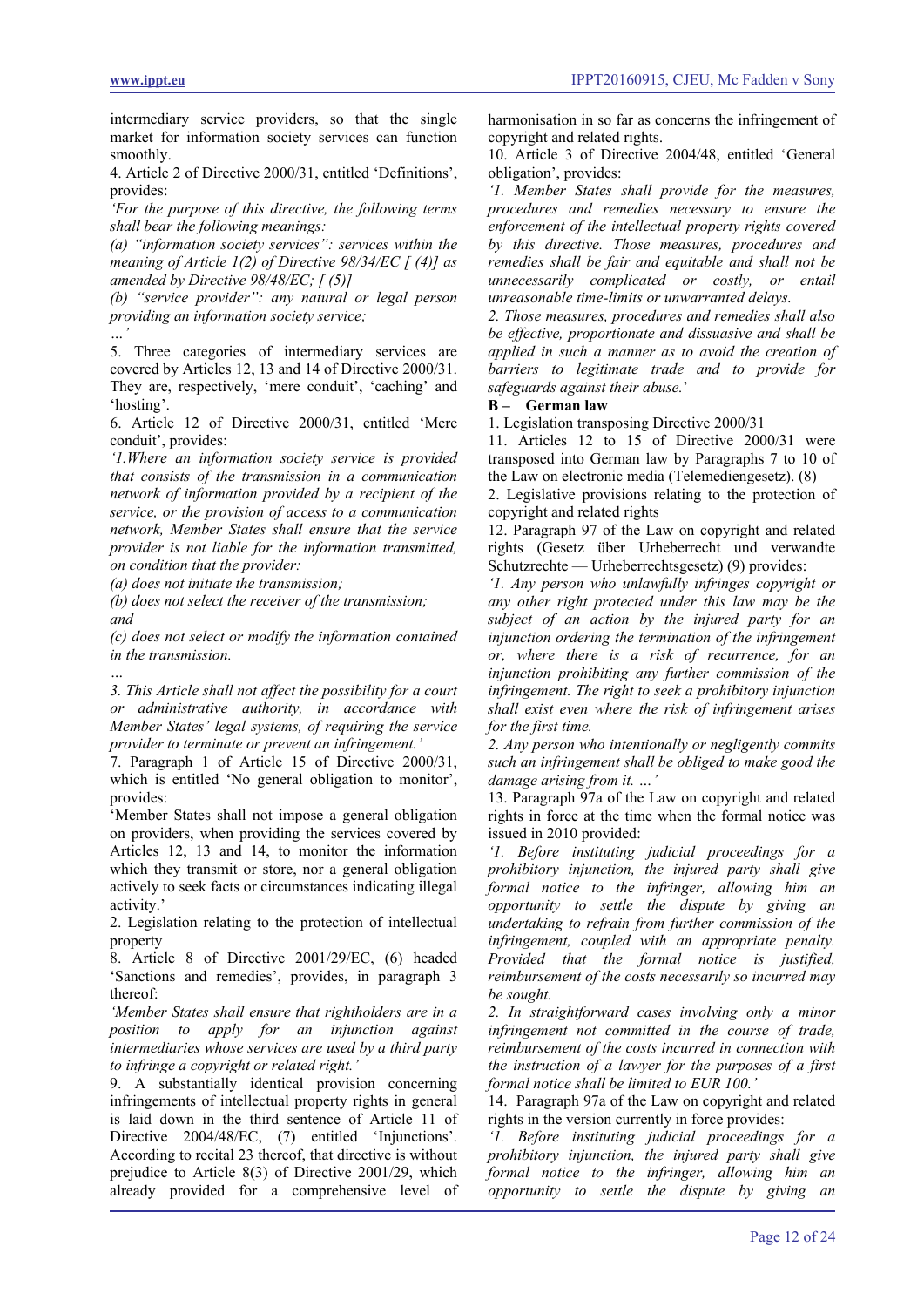intermediary service providers, so that the single market for information society services can function smoothly.

4. Article 2 of Directive 2000/31, entitled 'Definitions', provides:

*'For the purpose of this directive, the following terms shall bear the following meanings:*

*(a) "information society services": services within the meaning of Article 1(2) of Directive 98/34/EC [ (4)] as amended by Directive 98/48/EC; [ (5)]*

*(b) "service provider": any natural or legal person providing an information society service;*

*…'*

5. Three categories of intermediary services are covered by Articles 12, 13 and 14 of Directive 2000/31. They are, respectively, 'mere conduit', 'caching' and 'hosting'.

6. Article 12 of Directive 2000/31, entitled 'Mere conduit', provides:

*'1.Where an information society service is provided that consists of the transmission in a communication network of information provided by a recipient of the service, or the provision of access to a communication network, Member States shall ensure that the service provider is not liable for the information transmitted, on condition that the provider:*

*(a) does not initiate the transmission;*

*(b) does not select the receiver of the transmission; and*

*(c) does not select or modify the information contained in the transmission.*

*…*

*3. This Article shall not affect the possibility for a court or administrative authority, in accordance with Member States' legal systems, of requiring the service provider to terminate or prevent an infringement.'*

7. Paragraph 1 of Article 15 of Directive 2000/31, which is entitled 'No general obligation to monitor', provides:

'Member States shall not impose a general obligation on providers, when providing the services covered by Articles 12, 13 and 14, to monitor the information which they transmit or store, nor a general obligation actively to seek facts or circumstances indicating illegal activity.'

2. Legislation relating to the protection of intellectual property

8. Article 8 of Directive 2001/29/EC, (6) headed 'Sanctions and remedies', provides, in paragraph 3 thereof:

*'Member States shall ensure that rightholders are in a position to apply for an injunction against intermediaries whose services are used by a third party to infringe a copyright or related right.'*

9. A substantially identical provision concerning infringements of intellectual property rights in general is laid down in the third sentence of Article 11 of Directive 2004/48/EC, (7) entitled 'Injunctions'. According to recital 23 thereof, that directive is without prejudice to Article 8(3) of Directive 2001/29, which already provided for a comprehensive level of harmonisation in so far as concerns the infringement of copyright and related rights.

10. Article 3 of Directive 2004/48, entitled 'General obligation', provides:

*'1. Member States shall provide for the measures, procedures and remedies necessary to ensure the enforcement of the intellectual property rights covered by this directive. Those measures, procedures and remedies shall be fair and equitable and shall not be unnecessarily complicated or costly, or entail unreasonable time-limits or unwarranted delays.*

*2. Those measures, procedures and remedies shall also be effective, proportionate and dissuasive and shall be applied in such a manner as to avoid the creation of barriers to legitimate trade and to provide for safeguards against their abuse.'*

**B – German law**

1. Legislation transposing Directive 2000/31

11. Articles 12 to 15 of Directive 2000/31 were transposed into German law by Paragraphs 7 to 10 of the Law on electronic media (Telemediengesetz). (8)

2. Legislative provisions relating to the protection of copyright and related rights

12. Paragraph 97 of the Law on copyright and related rights (Gesetz über Urheberrecht und verwandte Schutzrechte — Urheberrechtsgesetz) (9) provides:

*'1. Any person who unlawfully infringes copyright or any other right protected under this law may be the subject of an action by the injured party for an injunction ordering the termination of the infringement or, where there is a risk of recurrence, for an injunction prohibiting any further commission of the infringement. The right to seek a prohibitory injunction shall exist even where the risk of infringement arises for the first time.*

*2. Any person who intentionally or negligently commits such an infringement shall be obliged to make good the damage arising from it. …'*

13. Paragraph 97a of the Law on copyright and related rights in force at the time when the formal notice was issued in 2010 provided:

*'1. Before instituting judicial proceedings for a prohibitory injunction, the injured party shall give formal notice to the infringer, allowing him an opportunity to settle the dispute by giving an undertaking to refrain from further commission of the infringement, coupled with an appropriate penalty. Provided that the formal notice is justified, reimbursement of the costs necessarily so incurred may be sought.*

*2. In straightforward cases involving only a minor infringement not committed in the course of trade, reimbursement of the costs incurred in connection with the instruction of a lawyer for the purposes of a first formal notice shall be limited to EUR 100.'*

14. Paragraph 97a of the Law on copyright and related rights in the version currently in force provides:

*'1. Before instituting judicial proceedings for a prohibitory injunction, the injured party shall give formal notice to the infringer, allowing him an opportunity to settle the dispute by giving an*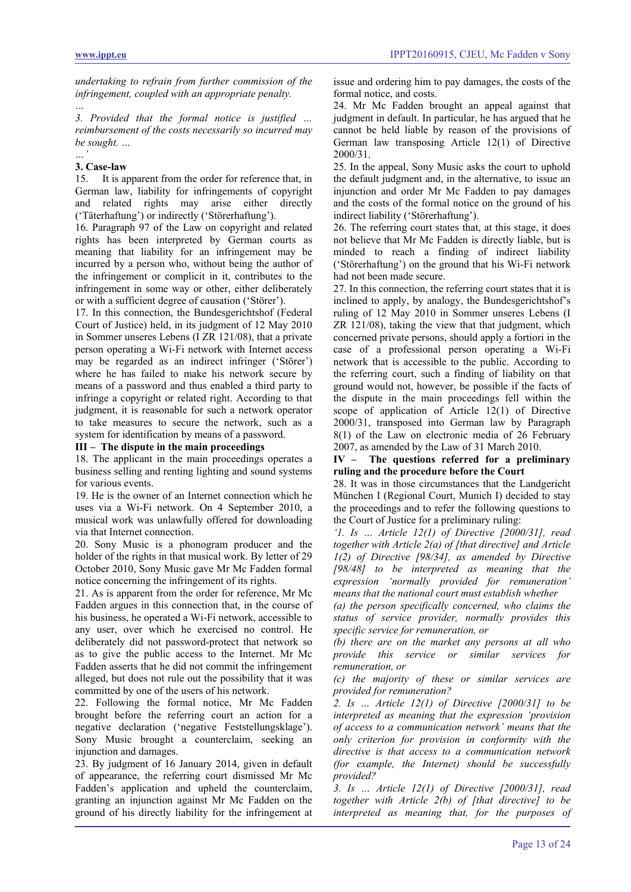*undertaking to refrain from further commission of the infringement, coupled with an appropriate penalty.*

*…*

*3. Provided that the formal notice is justified … reimbursement of the costs necessarily so incurred may be sought. …*

*…'*

**3. Case-law**

15. It is apparent from the order for reference that, in German law, liability for infringements of copyright and related rights may arise either directly ('Täterhaftung') or indirectly ('Störerhaftung').

16. Paragraph 97 of the Law on copyright and related rights has been interpreted by German courts as meaning that liability for an infringement may be incurred by a person who, without being the author of the infringement or complicit in it, contributes to the infringement in some way or other, either deliberately or with a sufficient degree of causation ('Störer').

17. In this connection, the Bundesgerichtshof (Federal Court of Justice) held, in its judgment of 12 May 2010 in Sommer unseres Lebens (I ZR 121/08), that a private person operating a Wi-Fi network with Internet access may be regarded as an indirect infringer ('Störer') where he has failed to make his network secure by means of a password and thus enabled a third party to infringe a copyright or related right. According to that judgment, it is reasonable for such a network operator to take measures to secure the network, such as a system for identification by means of a password.

**III – The dispute in the main proceedings**

18. The applicant in the main proceedings operates a business selling and renting lighting and sound systems for various events.

19. He is the owner of an Internet connection which he uses via a Wi-Fi network. On 4 September 2010, a musical work was unlawfully offered for downloading via that Internet connection.

20. Sony Music is a phonogram producer and the holder of the rights in that musical work. By letter of 29 October 2010, Sony Music gave Mr Mc Fadden formal notice concerning the infringement of its rights.

21. As is apparent from the order for reference, Mr Mc Fadden argues in this connection that, in the course of his business, he operated a Wi-Fi network, accessible to any user, over which he exercised no control. He deliberately did not password-protect that network so as to give the public access to the Internet. Mr Mc Fadden asserts that he did not commit the infringement alleged, but does not rule out the possibility that it was committed by one of the users of his network.

22. Following the formal notice, Mr Mc Fadden brought before the referring court an action for a negative declaration ('negative Feststellungsklage'). Sony Music brought a counterclaim, seeking an injunction and damages.

23. By judgment of 16 January 2014, given in default of appearance, the referring court dismissed Mr Mc Fadden's application and upheld the counterclaim, granting an injunction against Mr Mc Fadden on the ground of his directly liability for the infringement at issue and ordering him to pay damages, the costs of the formal notice, and costs.

24. Mr Mc Fadden brought an appeal against that judgment in default. In particular, he has argued that he cannot be held liable by reason of the provisions of German law transposing Article 12(1) of Directive 2000/31.

25. In the appeal, Sony Music asks the court to uphold the default judgment and, in the alternative, to issue an injunction and order Mr Mc Fadden to pay damages and the costs of the formal notice on the ground of his indirect liability ('Störerhaftung').

26. The referring court states that, at this stage, it does not believe that Mr Mc Fadden is directly liable, but is minded to reach a finding of indirect liability ('Störerhaftung') on the ground that his Wi-Fi network had not been made secure.

27. In this connection, the referring court states that it is inclined to apply, by analogy, the Bundesgerichtshof's ruling of 12 May 2010 in Sommer unseres Lebens (I ZR 121/08), taking the view that that judgment, which concerned private persons, should apply a fortiori in the case of a professional person operating a Wi-Fi network that is accessible to the public. According to the referring court, such a finding of liability on that ground would not, however, be possible if the facts of the dispute in the main proceedings fell within the scope of application of Article 12(1) of Directive 2000/31, transposed into German law by Paragraph 8(1) of the Law on electronic media of 26 February 2007, as amended by the Law of 31 March 2010.

**IV – The questions referred for a preliminary ruling and the procedure before the Court**

28. It was in those circumstances that the Landgericht München I (Regional Court, Munich I) decided to stay the proceedings and to refer the following questions to the Court of Justice for a preliminary ruling:

*'1. Is … Article 12(1) of Directive [2000/31], read together with Article 2(a) of [that directive] and Article 1(2) of Directive [98/34], as amended by Directive [98/48] to be interpreted as meaning that the expression 'normally provided for remuneration' means that the national court must establish whether*

*(a) the person specifically concerned, who claims the status of service provider, normally provides this specific service for remuneration, or*

*(b) there are on the market any persons at all who provide this service or similar services for remuneration, or*

*(c) the majority of these or similar services are provided for remuneration?*

*2. Is … Article 12(1) of Directive [2000/31] to be interpreted as meaning that the expression 'provision of access to a communication network' means that the only criterion for provision in conformity with the directive is that access to a communication network (for example, the Internet) should be successfully provided?*

*3. Is … Article 12(1) of Directive [2000/31], read together with Article 2(b) of [that directive] to be interpreted as meaning that, for the purposes of*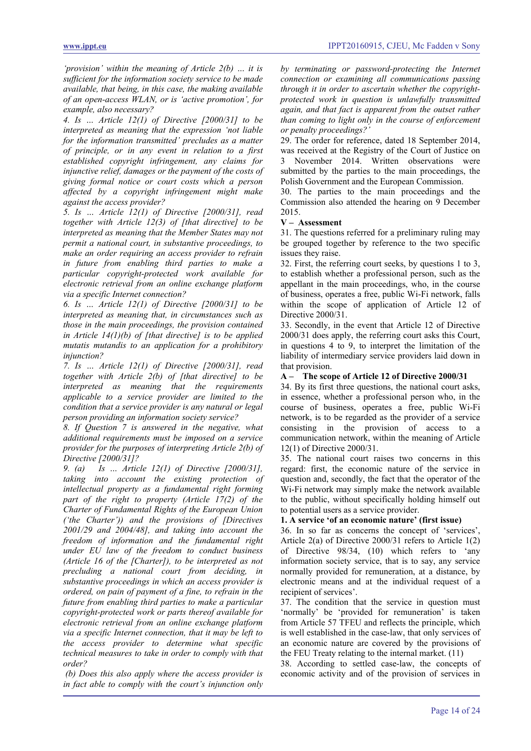*'provision' within the meaning of Article 2(b) … it is sufficient for the information society service to be made available, that being, in this case, the making available of an open-access WLAN, or is 'active promotion', for example, also necessary?*

*4. Is … Article 12(1) of Directive [2000/31] to be interpreted as meaning that the expression 'not liable for the information transmitted' precludes as a matter of principle, or in any event in relation to a first established copyright infringement, any claims for injunctive relief, damages or the payment of the costs of giving formal notice or court costs which a person affected by a copyright infringement might make against the access provider?*

*5. Is … Article 12(1) of Directive [2000/31], read together with Article 12(3) of [that directive] to be interpreted as meaning that the Member States may not permit a national court, in substantive proceedings, to make an order requiring an access provider to refrain in future from enabling third parties to make a particular copyright-protected work available for electronic retrieval from an online exchange platform via a specific Internet connection?*

*6. Is … Article 12(1) of Directive [2000/31] to be interpreted as meaning that, in circumstances such as those in the main proceedings, the provision contained in Article 14(1)(b) of [that directive] is to be applied mutatis mutandis to an application for a prohibitory injunction?*

*7. Is … Article 12(1) of Directive [2000/31], read together with Article 2(b) of [that directive] to be interpreted as meaning that the requirements applicable to a service provider are limited to the condition that a service provider is any natural or legal person providing an information society service?*

*8. If Question 7 is answered in the negative, what additional requirements must be imposed on a service provider for the purposes of interpreting Article 2(b) of Directive [2000/31]?*

*9. (a) Is … Article 12(1) of Directive [2000/31], taking into account the existing protection of intellectual property as a fundamental right forming part of the right to property (Article 17(2) of the Charter of Fundamental Rights of the European Union ('the Charter')) and the provisions of [Directives 2001/29 and 2004/48], and taking into account the freedom of information and the fundamental right under EU law of the freedom to conduct business (Article 16 of the [Charter]), to be interpreted as not precluding a national court from deciding, in substantive proceedings in which an access provider is ordered, on pain of payment of a fine, to refrain in the future from enabling third parties to make a particular copyright-protected work or parts thereof available for electronic retrieval from an online exchange platform via a specific Internet connection, that it may be left to the access provider to determine what specific technical measures to take in order to comply with that order?*

*(b) Does this also apply where the access provider is in fact able to comply with the court's injunction only by terminating or password-protecting the Internet connection or examining all communications passing through it in order to ascertain whether the copyright-protected work in question is unlawfully transmitted again, and that fact is apparent from the outset rather than coming to light only in the course of enforcement or penalty proceedings?'*

29. The order for reference, dated 18 September 2014, was received at the Registry of the Court of Justice on 3 November 2014. Written observations were submitted by the parties to the main proceedings, the Polish Government and the European Commission.

30. The parties to the main proceedings and the Commission also attended the hearing on 9 December 2015.

## V – Assessment

31. The questions referred for a preliminary ruling may be grouped together by reference to the two specific issues they raise.

32. First, the referring court seeks, by questions 1 to 3, to establish whether a professional person, such as the appellant in the main proceedings, who, in the course of business, operates a free, public Wi-Fi network, falls within the scope of application of Article 12 of Directive 2000/31.

33. Secondly, in the event that Article 12 of Directive 2000/31 does apply, the referring court asks this Court, in questions 4 to 9, to interpret the limitation of the liability of intermediary service providers laid down in that provision.

### A – The scope of Article 12 of Directive 2000/31

34. By its first three questions, the national court asks, in essence, whether a professional person who, in the course of business, operates a free, public Wi-Fi network, is to be regarded as the provider of a service consisting in the provision of access to a communication network, within the meaning of Article 12(1) of Directive 2000/31.

35. The national court raises two concerns in this regard: first, the economic nature of the service in question and, secondly, the fact that the operator of the Wi-Fi network may simply make the network available to the public, without specifically holding himself out to potential users as a service provider.

#### 1. A service 'of an economic nature' (first issue)

36. In so far as concerns the concept of 'services', Article 2(a) of Directive 2000/31 refers to Article 1(2) of Directive 98/34, (10) which refers to 'any information society service, that is to say, any service normally provided for remuneration, at a distance, by electronic means and at the individual request of a recipient of services'.

37. The condition that the service in question must 'normally' be 'provided for remuneration' is taken from Article 57 TFEU and reflects the principle, which is well established in the case-law, that only services of an economic nature are covered by the provisions of the FEU Treaty relating to the internal market. (11)

38. According to settled case-law, the concepts of economic activity and of the provision of services in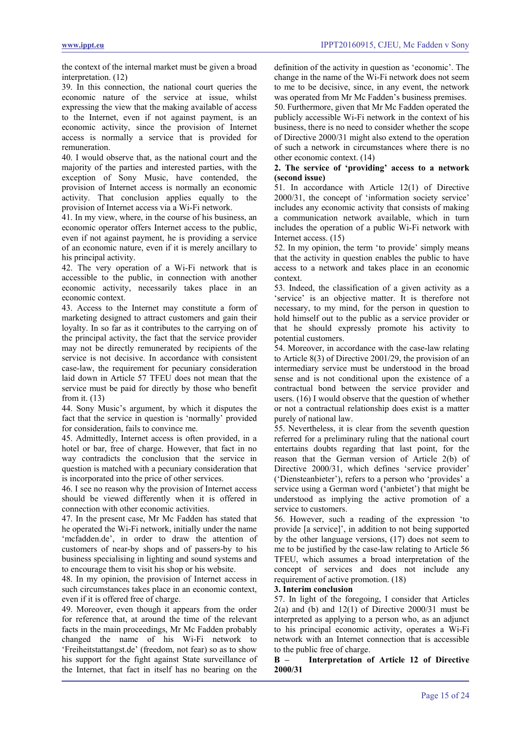the context of the internal market must be given a broad interpretation. (12)

39. In this connection, the national court queries the economic nature of the service at issue, whilst expressing the view that the making available of access to the Internet, even if not against payment, is an economic activity, since the provision of Internet access is normally a service that is provided for remuneration.

40. I would observe that, as the national court and the majority of the parties and interested parties, with the exception of Sony Music, have contended, the provision of Internet access is normally an economic activity. That conclusion applies equally to the provision of Internet access via a Wi-Fi network.

41. In my view, where, in the course of his business, an economic operator offers Internet access to the public, even if not against payment, he is providing a service of an economic nature, even if it is merely ancillary to his principal activity.

42. The very operation of a Wi-Fi network that is accessible to the public, in connection with another economic activity, necessarily takes place in an economic context.

43. Access to the Internet may constitute a form of marketing designed to attract customers and gain their loyalty. In so far as it contributes to the carrying on of the principal activity, the fact that the service provider may not be directly remunerated by recipients of the service is not decisive. In accordance with consistent case-law, the requirement for pecuniary consideration laid down in Article 57 TFEU does not mean that the service must be paid for directly by those who benefit from it. (13)

44. Sony Music's argument, by which it disputes the fact that the service in question is 'normally' provided for consideration, fails to convince me.

45. Admittedly, Internet access is often provided, in a hotel or bar, free of charge. However, that fact in no way contradicts the conclusion that the service in question is matched with a pecuniary consideration that is incorporated into the price of other services.

46. I see no reason why the provision of Internet access should be viewed differently when it is offered in connection with other economic activities.

47. In the present case, Mr Mc Fadden has stated that he operated the Wi-Fi network, initially under the name 'mcfadden.de', in order to draw the attention of customers of near-by shops and of passers-by to his business specialising in lighting and sound systems and to encourage them to visit his shop or his website.

48. In my opinion, the provision of Internet access in such circumstances takes place in an economic context, even if it is offered free of charge.

49. Moreover, even though it appears from the order for reference that, at around the time of the relevant facts in the main proceedings, Mr Mc Fadden probably changed the name of his Wi-Fi network to 'Freiheitstattangst.de' (freedom, not fear) so as to show his support for the fight against State surveillance of the Internet, that fact in itself has no bearing on the definition of the activity in question as 'economic'. The change in the name of the Wi-Fi network does not seem to me to be decisive, since, in any event, the network was operated from Mr Mc Fadden's business premises.

50. Furthermore, given that Mr Mc Fadden operated the publicly accessible Wi-Fi network in the context of his business, there is no need to consider whether the scope of Directive 2000/31 might also extend to the operation of such a network in circumstances where there is no other economic context. (14)

**2. The service of 'providing' access to a network (second issue)**

51. In accordance with Article 12(1) of Directive 2000/31, the concept of 'information society service' includes any economic activity that consists of making a communication network available, which in turn includes the operation of a public Wi-Fi network with Internet access. (15)

52. In my opinion, the term 'to provide' simply means that the activity in question enables the public to have access to a network and takes place in an economic context.

53. Indeed, the classification of a given activity as a 'service' is an objective matter. It is therefore not necessary, to my mind, for the person in question to hold himself out to the public as a service provider or that he should expressly promote his activity to potential customers.

54. Moreover, in accordance with the case-law relating to Article 8(3) of Directive 2001/29, the provision of an intermediary service must be understood in the broad sense and is not conditional upon the existence of a contractual bond between the service provider and users. (16) I would observe that the question of whether or not a contractual relationship does exist is a matter purely of national law.

55. Nevertheless, it is clear from the seventh question referred for a preliminary ruling that the national court entertains doubts regarding that last point, for the reason that the German version of Article 2(b) of Directive 2000/31, which defines 'service provider' ('Diensteanbieter'), refers to a person who 'provides' a service using a German word ('anbietet') that might be understood as implying the active promotion of a service to customers.

56. However, such a reading of the expression 'to provide [a service]', in addition to not being supported by the other language versions, (17) does not seem to me to be justified by the case-law relating to Article 56 TFEU, which assumes a broad interpretation of the concept of services and does not include any requirement of active promotion. (18)

**3. Interim conclusion**

57. In light of the foregoing, I consider that Articles 2(a) and (b) and 12(1) of Directive 2000/31 must be interpreted as applying to a person who, as an adjunct to his principal economic activity, operates a Wi-Fi network with an Internet connection that is accessible to the public free of charge.

**B – Interpretation of Article 12 of Directive 2000/31**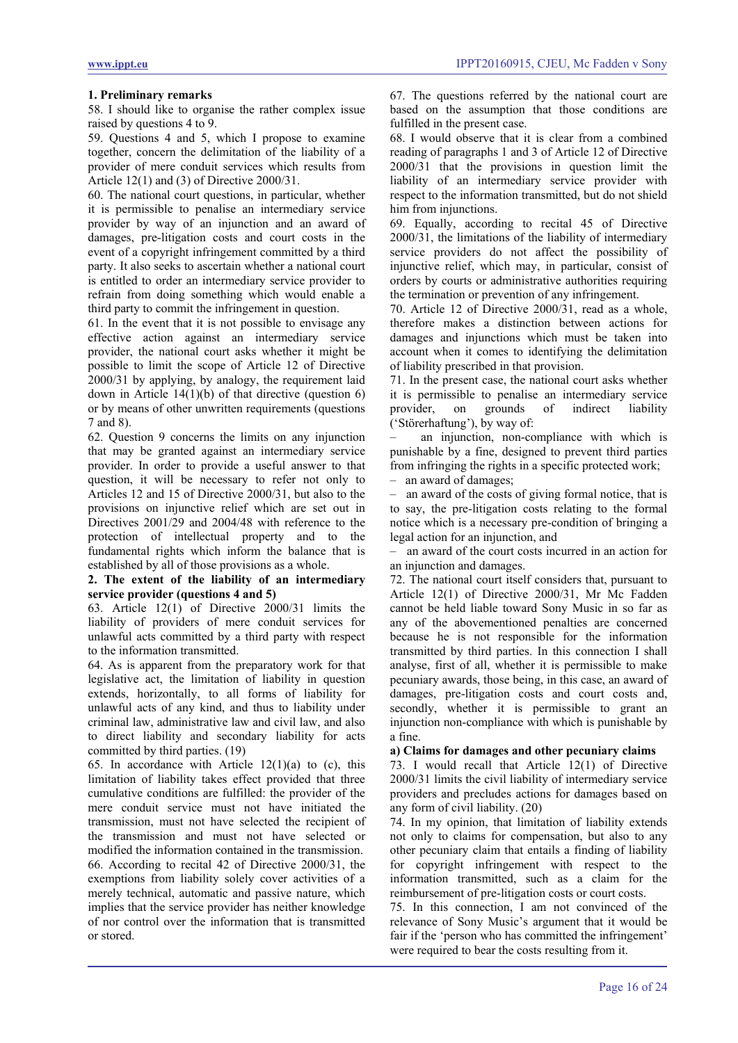**1. Preliminary remarks**

58. I should like to organise the rather complex issue raised by questions 4 to 9.

59. Questions 4 and 5, which I propose to examine together, concern the delimitation of the liability of a provider of mere conduit services which results from Article 12(1) and (3) of Directive 2000/31.

60. The national court questions, in particular, whether it is permissible to penalise an intermediary service provider by way of an injunction and an award of damages, pre-litigation costs and court costs in the event of a copyright infringement committed by a third party. It also seeks to ascertain whether a national court is entitled to order an intermediary service provider to refrain from doing something which would enable a third party to commit the infringement in question.

61. In the event that it is not possible to envisage any effective action against an intermediary service provider, the national court asks whether it might be possible to limit the scope of Article 12 of Directive 2000/31 by applying, by analogy, the requirement laid down in Article 14(1)(b) of that directive (question 6) or by means of other unwritten requirements (questions 7 and 8).

62. Question 9 concerns the limits on any injunction that may be granted against an intermediary service provider. In order to provide a useful answer to that question, it will be necessary to refer not only to Articles 12 and 15 of Directive 2000/31, but also to the provisions on injunctive relief which are set out in Directives 2001/29 and 2004/48 with reference to the protection of intellectual property and to the fundamental rights which inform the balance that is established by all of those provisions as a whole.

**2. The extent of the liability of an intermediary service provider (questions 4 and 5)**

63. Article 12(1) of Directive 2000/31 limits the liability of providers of mere conduit services for unlawful acts committed by a third party with respect to the information transmitted.

64. As is apparent from the preparatory work for that legislative act, the limitation of liability in question extends, horizontally, to all forms of liability for unlawful acts of any kind, and thus to liability under criminal law, administrative law and civil law, and also to direct liability and secondary liability for acts committed by third parties. (19)

65. In accordance with Article 12(1)(a) to (c), this limitation of liability takes effect provided that three cumulative conditions are fulfilled: the provider of the mere conduit service must not have initiated the transmission, must not have selected the recipient of the transmission and must not have selected or modified the information contained in the transmission.

66. According to recital 42 of Directive 2000/31, the exemptions from liability solely cover activities of a merely technical, automatic and passive nature, which implies that the service provider has neither knowledge of nor control over the information that is transmitted or stored.

67. The questions referred by the national court are based on the assumption that those conditions are fulfilled in the present case.

68. I would observe that it is clear from a combined reading of paragraphs 1 and 3 of Article 12 of Directive 2000/31 that the provisions in question limit the liability of an intermediary service provider with respect to the information transmitted, but do not shield him from injunctions.

69. Equally, according to recital 45 of Directive 2000/31, the limitations of the liability of intermediary service providers do not affect the possibility of injunctive relief, which may, in particular, consist of orders by courts or administrative authorities requiring the termination or prevention of any infringement.

70. Article 12 of Directive 2000/31, read as a whole, therefore makes a distinction between actions for damages and injunctions which must be taken into account when it comes to identifying the delimitation of liability prescribed in that provision.

71. In the present case, the national court asks whether it is permissible to penalise an intermediary service provider, on grounds of indirect liability ('Störerhaftung'), by way of:

– an injunction, non-compliance with which is punishable by a fine, designed to prevent third parties from infringing the rights in a specific protected work;
– an award of damages;
– an award of the costs of giving formal notice, that is to say, the pre-litigation costs relating to the formal notice which is a necessary pre-condition of bringing a legal action for an injunction, and
– an award of the court costs incurred in an action for an injunction and damages.

72. The national court itself considers that, pursuant to Article 12(1) of Directive 2000/31, Mr Mc Fadden cannot be held liable toward Sony Music in so far as any of the abovementioned penalties are concerned because he is not responsible for the information transmitted by third parties. In this connection I shall analyse, first of all, whether it is permissible to make pecuniary awards, those being, in this case, an award of damages, pre-litigation costs and court costs and, secondly, whether it is permissible to grant an injunction non-compliance with which is punishable by a fine.

**a) Claims for damages and other pecuniary claims**

73. I would recall that Article 12(1) of Directive 2000/31 limits the civil liability of intermediary service providers and precludes actions for damages based on any form of civil liability. (20)

74. In my opinion, that limitation of liability extends not only to claims for compensation, but also to any other pecuniary claim that entails a finding of liability for copyright infringement with respect to the information transmitted, such as a claim for the reimbursement of pre-litigation costs or court costs.

75. In this connection, I am not convinced of the relevance of Sony Music's argument that it would be fair if the 'person who has committed the infringement' were required to bear the costs resulting from it.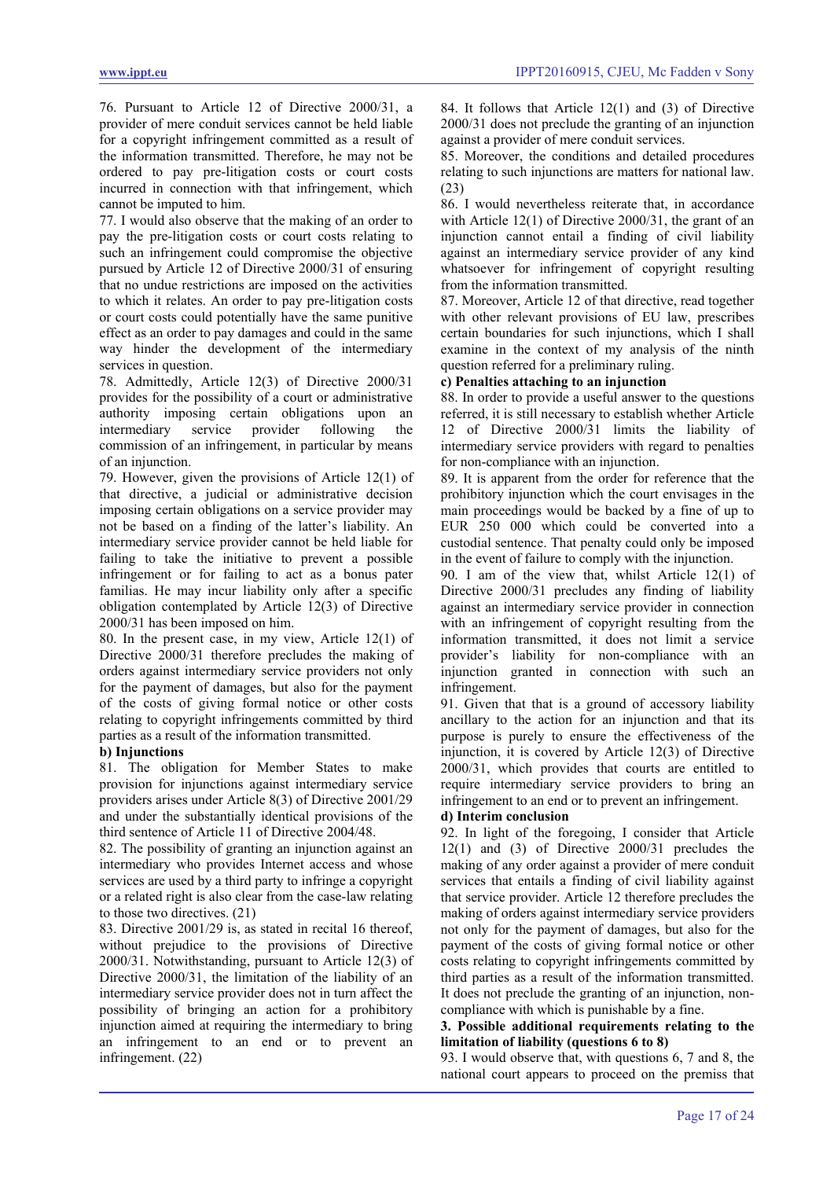76. Pursuant to Article 12 of Directive 2000/31, a provider of mere conduit services cannot be held liable for a copyright infringement committed as a result of the information transmitted. Therefore, he may not be ordered to pay pre-litigation costs or court costs incurred in connection with that infringement, which cannot be imputed to him.

77. I would also observe that the making of an order to pay the pre-litigation costs or court costs relating to such an infringement could compromise the objective pursued by Article 12 of Directive 2000/31 of ensuring that no undue restrictions are imposed on the activities to which it relates. An order to pay pre-litigation costs or court costs could potentially have the same punitive effect as an order to pay damages and could in the same way hinder the development of the intermediary services in question.

78. Admittedly, Article 12(3) of Directive 2000/31 provides for the possibility of a court or administrative authority imposing certain obligations upon an intermediary service provider following the commission of an infringement, in particular by means of an injunction.

79. However, given the provisions of Article 12(1) of that directive, a judicial or administrative decision imposing certain obligations on a service provider may not be based on a finding of the latter's liability. An intermediary service provider cannot be held liable for failing to take the initiative to prevent a possible infringement or for failing to act as a bonus pater familias. He may incur liability only after a specific obligation contemplated by Article 12(3) of Directive 2000/31 has been imposed on him.

80. In the present case, in my view, Article 12(1) of Directive 2000/31 therefore precludes the making of orders against intermediary service providers not only for the payment of damages, but also for the payment of the costs of giving formal notice or other costs relating to copyright infringements committed by third parties as a result of the information transmitted.

**b) Injunctions**

81. The obligation for Member States to make provision for injunctions against intermediary service providers arises under Article 8(3) of Directive 2001/29 and under the substantially identical provisions of the third sentence of Article 11 of Directive 2004/48.

82. The possibility of granting an injunction against an intermediary who provides Internet access and whose services are used by a third party to infringe a copyright or a related right is also clear from the case-law relating to those two directives. (21)

83. Directive 2001/29 is, as stated in recital 16 thereof, without prejudice to the provisions of Directive 2000/31. Notwithstanding, pursuant to Article 12(3) of Directive 2000/31, the limitation of the liability of an intermediary service provider does not in turn affect the possibility of bringing an action for a prohibitory injunction aimed at requiring the intermediary to bring an infringement to an end or to prevent an infringement. (22)

84. It follows that Article 12(1) and (3) of Directive 2000/31 does not preclude the granting of an injunction against a provider of mere conduit services.

85. Moreover, the conditions and detailed procedures relating to such injunctions are matters for national law. (23)

86. I would nevertheless reiterate that, in accordance with Article 12(1) of Directive 2000/31, the grant of an injunction cannot entail a finding of civil liability against an intermediary service provider of any kind whatsoever for infringement of copyright resulting from the information transmitted.

87. Moreover, Article 12 of that directive, read together with other relevant provisions of EU law, prescribes certain boundaries for such injunctions, which I shall examine in the context of my analysis of the ninth question referred for a preliminary ruling.

**c) Penalties attaching to an injunction**

88. In order to provide a useful answer to the questions referred, it is still necessary to establish whether Article 12 of Directive 2000/31 limits the liability of intermediary service providers with regard to penalties for non-compliance with an injunction.

89. It is apparent from the order for reference that the prohibitory injunction which the court envisages in the main proceedings would be backed by a fine of up to EUR 250 000 which could be converted into a custodial sentence. That penalty could only be imposed in the event of failure to comply with the injunction.

90. I am of the view that, whilst Article 12(1) of Directive 2000/31 precludes any finding of liability against an intermediary service provider in connection with an infringement of copyright resulting from the information transmitted, it does not limit a service provider's liability for non-compliance with an injunction granted in connection with such an infringement.

91. Given that that is a ground of accessory liability ancillary to the action for an injunction and that its purpose is purely to ensure the effectiveness of the injunction, it is covered by Article 12(3) of Directive 2000/31, which provides that courts are entitled to require intermediary service providers to bring an infringement to an end or to prevent an infringement.

**d) Interim conclusion**

92. In light of the foregoing, I consider that Article 12(1) and (3) of Directive 2000/31 precludes the making of any order against a provider of mere conduit services that entails a finding of civil liability against that service provider. Article 12 therefore precludes the making of orders against intermediary service providers not only for the payment of damages, but also for the payment of the costs of giving formal notice or other costs relating to copyright infringements committed by third parties as a result of the information transmitted. It does not preclude the granting of an injunction, non-compliance with which is punishable by a fine.

**3. Possible additional requirements relating to the limitation of liability (questions 6 to 8)**

93. I would observe that, with questions 6, 7 and 8, the national court appears to proceed on the premiss that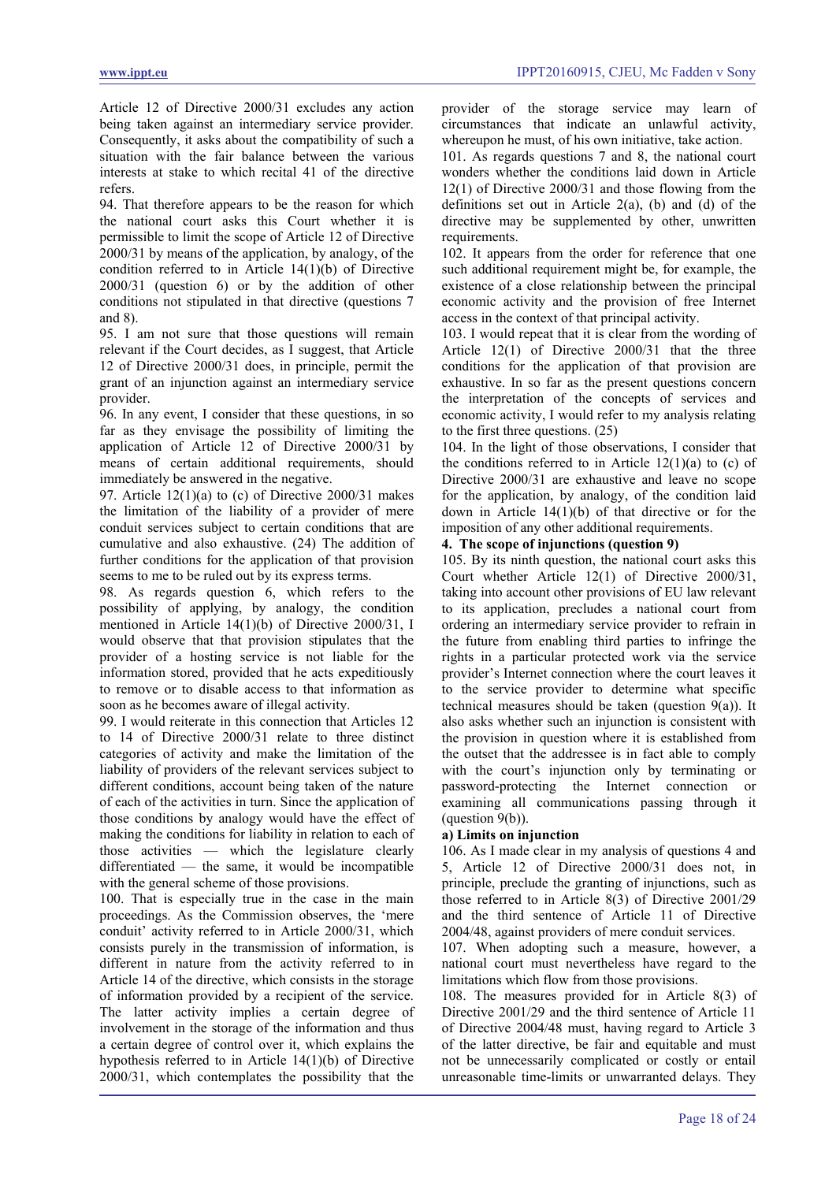Article 12 of Directive 2000/31 excludes any action being taken against an intermediary service provider. Consequently, it asks about the compatibility of such a situation with the fair balance between the various interests at stake to which recital 41 of the directive refers.

94. That therefore appears to be the reason for which the national court asks this Court whether it is permissible to limit the scope of Article 12 of Directive 2000/31 by means of the application, by analogy, of the condition referred to in Article 14(1)(b) of Directive 2000/31 (question 6) or by the addition of other conditions not stipulated in that directive (questions 7 and 8).

95. I am not sure that those questions will remain relevant if the Court decides, as I suggest, that Article 12 of Directive 2000/31 does, in principle, permit the grant of an injunction against an intermediary service provider.

96. In any event, I consider that these questions, in so far as they envisage the possibility of limiting the application of Article 12 of Directive 2000/31 by means of certain additional requirements, should immediately be answered in the negative.

97. Article 12(1)(a) to (c) of Directive 2000/31 makes the limitation of the liability of a provider of mere conduit services subject to certain conditions that are cumulative and also exhaustive. (24) The addition of further conditions for the application of that provision seems to me to be ruled out by its express terms.

98. As regards question 6, which refers to the possibility of applying, by analogy, the condition mentioned in Article 14(1)(b) of Directive 2000/31, I would observe that that provision stipulates that the provider of a hosting service is not liable for the information stored, provided that he acts expeditiously to remove or to disable access to that information as soon as he becomes aware of illegal activity.

99. I would reiterate in this connection that Articles 12 to 14 of Directive 2000/31 relate to three distinct categories of activity and make the limitation of the liability of providers of the relevant services subject to different conditions, account being taken of the nature of each of the activities in turn. Since the application of those conditions by analogy would have the effect of making the conditions for liability in relation to each of those activities — which the legislature clearly differentiated — the same, it would be incompatible with the general scheme of those provisions.

100. That is especially true in the case in the main proceedings. As the Commission observes, the 'mere conduit' activity referred to in Article 2000/31, which consists purely in the transmission of information, is different in nature from the activity referred to in Article 14 of the directive, which consists in the storage of information provided by a recipient of the service. The latter activity implies a certain degree of involvement in the storage of the information and thus a certain degree of control over it, which explains the hypothesis referred to in Article 14(1)(b) of Directive 2000/31, which contemplates the possibility that the provider of the storage service may learn of circumstances that indicate an unlawful activity, whereupon he must, of his own initiative, take action.

101. As regards questions 7 and 8, the national court wonders whether the conditions laid down in Article 12(1) of Directive 2000/31 and those flowing from the definitions set out in Article 2(a), (b) and (d) of the directive may be supplemented by other, unwritten requirements.

102. It appears from the order for reference that one such additional requirement might be, for example, the existence of a close relationship between the principal economic activity and the provision of free Internet access in the context of that principal activity.

103. I would repeat that it is clear from the wording of Article 12(1) of Directive 2000/31 that the three conditions for the application of that provision are exhaustive. In so far as the present questions concern the interpretation of the concepts of services and economic activity, I would refer to my analysis relating to the first three questions. (25)

104. In the light of those observations, I consider that the conditions referred to in Article 12(1)(a) to (c) of Directive 2000/31 are exhaustive and leave no scope for the application, by analogy, of the condition laid down in Article 14(1)(b) of that directive or for the imposition of any other additional requirements.

**4. The scope of injunctions (question 9)**

105. By its ninth question, the national court asks this Court whether Article 12(1) of Directive 2000/31, taking into account other provisions of EU law relevant to its application, precludes a national court from ordering an intermediary service provider to refrain in the future from enabling third parties to infringe the rights in a particular protected work via the service provider's Internet connection where the court leaves it to the service provider to determine what specific technical measures should be taken (question 9(a)). It also asks whether such an injunction is consistent with the provision in question where it is established from the outset that the addressee is in fact able to comply with the court's injunction only by terminating or password-protecting the Internet connection or examining all communications passing through it (question 9(b)).

**a) Limits on injunction**

106. As I made clear in my analysis of questions 4 and 5, Article 12 of Directive 2000/31 does not, in principle, preclude the granting of injunctions, such as those referred to in Article 8(3) of Directive 2001/29 and the third sentence of Article 11 of Directive 2004/48, against providers of mere conduit services.

107. When adopting such a measure, however, a national court must nevertheless have regard to the limitations which flow from those provisions.

108. The measures provided for in Article 8(3) of Directive 2001/29 and the third sentence of Article 11 of Directive 2004/48 must, having regard to Article 3 of the latter directive, be fair and equitable and must not be unnecessarily complicated or costly or entail unreasonable time-limits or unwarranted delays. They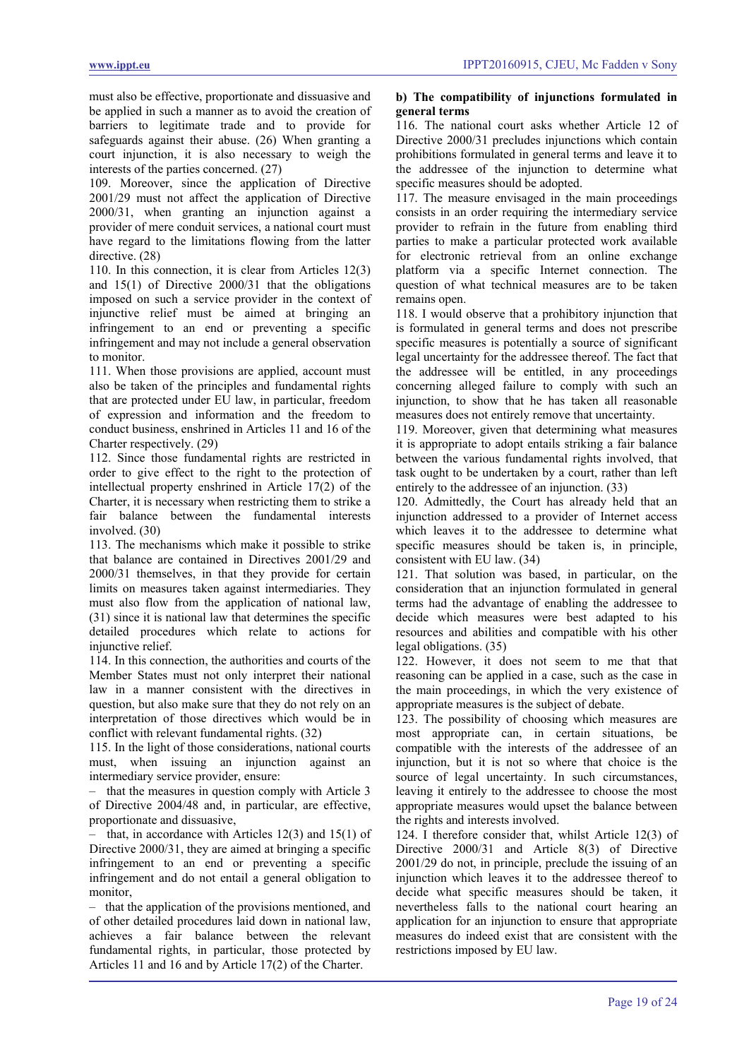must also be effective, proportionate and dissuasive and be applied in such a manner as to avoid the creation of barriers to legitimate trade and to provide for safeguards against their abuse. (26) When granting a court injunction, it is also necessary to weigh the interests of the parties concerned. (27)

109. Moreover, since the application of Directive 2001/29 must not affect the application of Directive 2000/31, when granting an injunction against a provider of mere conduit services, a national court must have regard to the limitations flowing from the latter directive. (28)

110. In this connection, it is clear from Articles 12(3) and 15(1) of Directive 2000/31 that the obligations imposed on such a service provider in the context of injunctive relief must be aimed at bringing an infringement to an end or preventing a specific infringement and may not include a general observation to monitor.

111. When those provisions are applied, account must also be taken of the principles and fundamental rights that are protected under EU law, in particular, freedom of expression and information and the freedom to conduct business, enshrined in Articles 11 and 16 of the Charter respectively. (29)

112. Since those fundamental rights are restricted in order to give effect to the right to the protection of intellectual property enshrined in Article 17(2) of the Charter, it is necessary when restricting them to strike a fair balance between the fundamental interests involved. (30)

113. The mechanisms which make it possible to strike that balance are contained in Directives 2001/29 and 2000/31 themselves, in that they provide for certain limits on measures taken against intermediaries. They must also flow from the application of national law, (31) since it is national law that determines the specific detailed procedures which relate to actions for injunctive relief.

114. In this connection, the authorities and courts of the Member States must not only interpret their national law in a manner consistent with the directives in question, but also make sure that they do not rely on an interpretation of those directives which would be in conflict with relevant fundamental rights. (32)

115. In the light of those considerations, national courts must, when issuing an injunction against an intermediary service provider, ensure:

– that the measures in question comply with Article 3 of Directive 2004/48 and, in particular, are effective, proportionate and dissuasive,

– that, in accordance with Articles 12(3) and 15(1) of Directive 2000/31, they are aimed at bringing a specific infringement to an end or preventing a specific infringement and do not entail a general obligation to monitor,

– that the application of the provisions mentioned, and of other detailed procedures laid down in national law, achieves a fair balance between the relevant fundamental rights, in particular, those protected by Articles 11 and 16 and by Article 17(2) of the Charter.

**b) The compatibility of injunctions formulated in general terms**

116. The national court asks whether Article 12 of Directive 2000/31 precludes injunctions which contain prohibitions formulated in general terms and leave it to the addressee of the injunction to determine what specific measures should be adopted.

117. The measure envisaged in the main proceedings consists in an order requiring the intermediary service provider to refrain in the future from enabling third parties to make a particular protected work available for electronic retrieval from an online exchange platform via a specific Internet connection. The question of what technical measures are to be taken remains open.

118. I would observe that a prohibitory injunction that is formulated in general terms and does not prescribe specific measures is potentially a source of significant legal uncertainty for the addressee thereof. The fact that the addressee will be entitled, in any proceedings concerning alleged failure to comply with such an injunction, to show that he has taken all reasonable measures does not entirely remove that uncertainty.

119. Moreover, given that determining what measures it is appropriate to adopt entails striking a fair balance between the various fundamental rights involved, that task ought to be undertaken by a court, rather than left entirely to the addressee of an injunction. (33)

120. Admittedly, the Court has already held that an injunction addressed to a provider of Internet access which leaves it to the addressee to determine what specific measures should be taken is, in principle, consistent with EU law. (34)

121. That solution was based, in particular, on the consideration that an injunction formulated in general terms had the advantage of enabling the addressee to decide which measures were best adapted to his resources and abilities and compatible with his other legal obligations. (35)

122. However, it does not seem to me that that reasoning can be applied in a case, such as the case in the main proceedings, in which the very existence of appropriate measures is the subject of debate.

123. The possibility of choosing which measures are most appropriate can, in certain situations, be compatible with the interests of the addressee of an injunction, but it is not so where that choice is the source of legal uncertainty. In such circumstances, leaving it entirely to the addressee to choose the most appropriate measures would upset the balance between the rights and interests involved.

124. I therefore consider that, whilst Article 12(3) of Directive 2000/31 and Article 8(3) of Directive 2001/29 do not, in principle, preclude the issuing of an injunction which leaves it to the addressee thereof to decide what specific measures should be taken, it nevertheless falls to the national court hearing an application for an injunction to ensure that appropriate measures do indeed exist that are consistent with the restrictions imposed by EU law.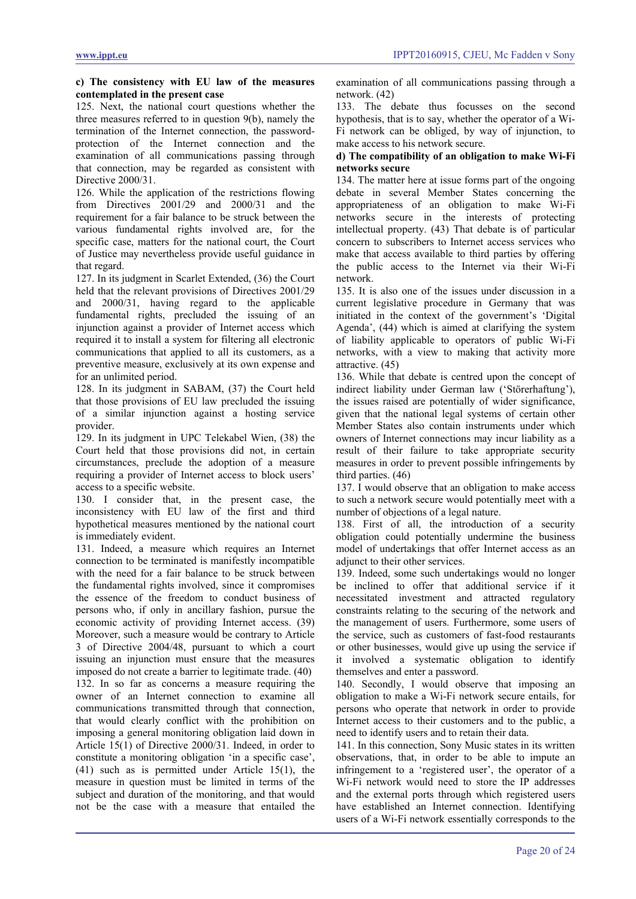**c) The consistency with EU law of the measures contemplated in the present case**

125. Next, the national court questions whether the three measures referred to in question 9(b), namely the termination of the Internet connection, the password-protection of the Internet connection and the examination of all communications passing through that connection, may be regarded as consistent with Directive 2000/31.

126. While the application of the restrictions flowing from Directives 2001/29 and 2000/31 and the requirement for a fair balance to be struck between the various fundamental rights involved are, for the specific case, matters for the national court, the Court of Justice may nevertheless provide useful guidance in that regard.

127. In its judgment in Scarlet Extended, (36) the Court held that the relevant provisions of Directives 2001/29 and 2000/31, having regard to the applicable fundamental rights, precluded the issuing of an injunction against a provider of Internet access which required it to install a system for filtering all electronic communications that applied to all its customers, as a preventive measure, exclusively at its own expense and for an unlimited period.

128. In its judgment in SABAM, (37) the Court held that those provisions of EU law precluded the issuing of a similar injunction against a hosting service provider.

129. In its judgment in UPC Telekabel Wien, (38) the Court held that those provisions did not, in certain circumstances, preclude the adoption of a measure requiring a provider of Internet access to block users' access to a specific website.

130. I consider that, in the present case, the inconsistency with EU law of the first and third hypothetical measures mentioned by the national court is immediately evident.

131. Indeed, a measure which requires an Internet connection to be terminated is manifestly incompatible with the need for a fair balance to be struck between the fundamental rights involved, since it compromises the essence of the freedom to conduct business of persons who, if only in ancillary fashion, pursue the economic activity of providing Internet access. (39) Moreover, such a measure would be contrary to Article 3 of Directive 2004/48, pursuant to which a court issuing an injunction must ensure that the measures imposed do not create a barrier to legitimate trade. (40)

132. In so far as concerns a measure requiring the owner of an Internet connection to examine all communications transmitted through that connection, that would clearly conflict with the prohibition on imposing a general monitoring obligation laid down in Article 15(1) of Directive 2000/31. Indeed, in order to constitute a monitoring obligation 'in a specific case', (41) such as is permitted under Article 15(1), the measure in question must be limited in terms of the subject and duration of the monitoring, and that would not be the case with a measure that entailed the examination of all communications passing through a network. (42)

133. The debate thus focusses on the second hypothesis, that is to say, whether the operator of a Wi-Fi network can be obliged, by way of injunction, to make access to his network secure.

**d) The compatibility of an obligation to make Wi-Fi networks secure**

134. The matter here at issue forms part of the ongoing debate in several Member States concerning the appropriateness of an obligation to make Wi-Fi networks secure in the interests of protecting intellectual property. (43) That debate is of particular concern to subscribers to Internet access services who make that access available to third parties by offering the public access to the Internet via their Wi-Fi network.

135. It is also one of the issues under discussion in a current legislative procedure in Germany that was initiated in the context of the government's 'Digital Agenda', (44) which is aimed at clarifying the system of liability applicable to operators of public Wi-Fi networks, with a view to making that activity more attractive. (45)

136. While that debate is centred upon the concept of indirect liability under German law ('Störerhaftung'), the issues raised are potentially of wider significance, given that the national legal systems of certain other Member States also contain instruments under which owners of Internet connections may incur liability as a result of their failure to take appropriate security measures in order to prevent possible infringements by third parties. (46)

137. I would observe that an obligation to make access to such a network secure would potentially meet with a number of objections of a legal nature.

138. First of all, the introduction of a security obligation could potentially undermine the business model of undertakings that offer Internet access as an adjunct to their other services.

139. Indeed, some such undertakings would no longer be inclined to offer that additional service if it necessitated investment and attracted regulatory constraints relating to the securing of the network and the management of users. Furthermore, some users of the service, such as customers of fast-food restaurants or other businesses, would give up using the service if it involved a systematic obligation to identify themselves and enter a password.

140. Secondly, I would observe that imposing an obligation to make a Wi-Fi network secure entails, for persons who operate that network in order to provide Internet access to their customers and to the public, a need to identify users and to retain their data.

141. In this connection, Sony Music states in its written observations, that, in order to be able to impute an infringement to a 'registered user', the operator of a Wi-Fi network would need to store the IP addresses and the external ports through which registered users have established an Internet connection. Identifying users of a Wi-Fi network essentially corresponds to the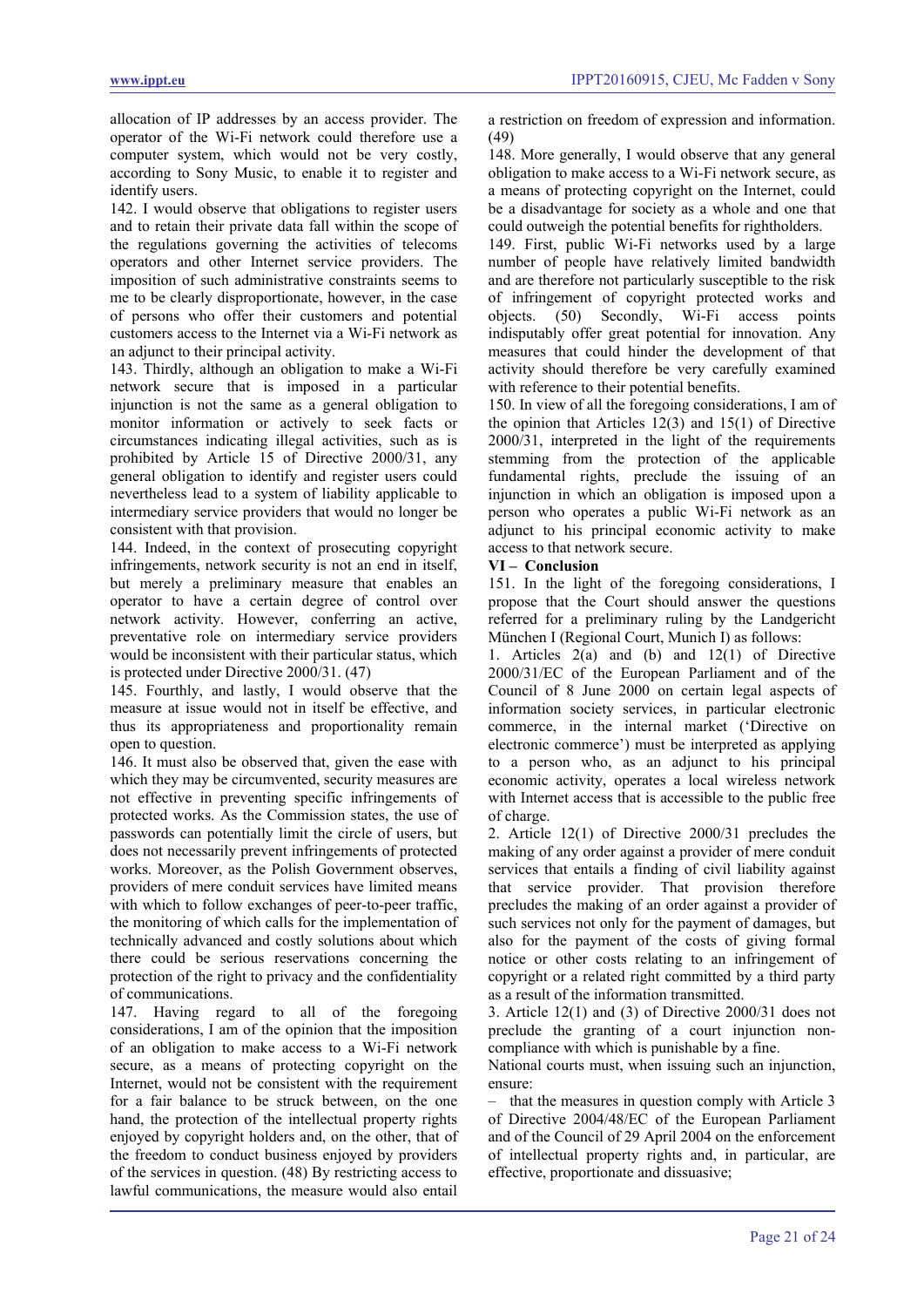allocation of IP addresses by an access provider. The operator of the Wi-Fi network could therefore use a computer system, which would not be very costly, according to Sony Music, to enable it to register and identify users.

142. I would observe that obligations to register users and to retain their private data fall within the scope of the regulations governing the activities of telecoms operators and other Internet service providers. The imposition of such administrative constraints seems to me to be clearly disproportionate, however, in the case of persons who offer their customers and potential customers access to the Internet via a Wi-Fi network as an adjunct to their principal activity.

143. Thirdly, although an obligation to make a Wi-Fi network secure that is imposed in a particular injunction is not the same as a general obligation to monitor information or actively to seek facts or circumstances indicating illegal activities, such as is prohibited by Article 15 of Directive 2000/31, any general obligation to identify and register users could nevertheless lead to a system of liability applicable to intermediary service providers that would no longer be consistent with that provision.

144. Indeed, in the context of prosecuting copyright infringements, network security is not an end in itself, but merely a preliminary measure that enables an operator to have a certain degree of control over network activity. However, conferring an active, preventative role on intermediary service providers would be inconsistent with their particular status, which is protected under Directive 2000/31. (47)

145. Fourthly, and lastly, I would observe that the measure at issue would not in itself be effective, and thus its appropriateness and proportionality remain open to question.

146. It must also be observed that, given the ease with which they may be circumvented, security measures are not effective in preventing specific infringements of protected works. As the Commission states, the use of passwords can potentially limit the circle of users, but does not necessarily prevent infringements of protected works. Moreover, as the Polish Government observes, providers of mere conduit services have limited means with which to follow exchanges of peer-to-peer traffic, the monitoring of which calls for the implementation of technically advanced and costly solutions about which there could be serious reservations concerning the protection of the right to privacy and the confidentiality of communications.

147. Having regard to all of the foregoing considerations, I am of the opinion that the imposition of an obligation to make access to a Wi-Fi network secure, as a means of protecting copyright on the Internet, would not be consistent with the requirement for a fair balance to be struck between, on the one hand, the protection of the intellectual property rights enjoyed by copyright holders and, on the other, that of the freedom to conduct business enjoyed by providers of the services in question. (48) By restricting access to lawful communications, the measure would also entail a restriction on freedom of expression and information. (49)

148. More generally, I would observe that any general obligation to make access to a Wi-Fi network secure, as a means of protecting copyright on the Internet, could be a disadvantage for society as a whole and one that could outweigh the potential benefits for rightholders.

149. First, public Wi-Fi networks used by a large number of people have relatively limited bandwidth and are therefore not particularly susceptible to the risk of infringement of copyright protected works and objects. (50) Secondly, Wi-Fi access points indisputably offer great potential for innovation. Any measures that could hinder the development of that activity should therefore be very carefully examined with reference to their potential benefits.

150. In view of all the foregoing considerations, I am of the opinion that Articles 12(3) and 15(1) of Directive 2000/31, interpreted in the light of the requirements stemming from the protection of the applicable fundamental rights, preclude the issuing of an injunction in which an obligation is imposed upon a person who operates a public Wi-Fi network as an adjunct to his principal economic activity to make access to that network secure.

## VI – Conclusion

151. In the light of the foregoing considerations, I propose that the Court should answer the questions referred for a preliminary ruling by the Landgericht München I (Regional Court, Munich I) as follows:

1. Articles 2(a) and (b) and 12(1) of Directive 2000/31/EC of the European Parliament and of the Council of 8 June 2000 on certain legal aspects of information society services, in particular electronic commerce, in the internal market ('Directive on electronic commerce') must be interpreted as applying to a person who, as an adjunct to his principal economic activity, operates a local wireless network with Internet access that is accessible to the public free of charge.

2. Article 12(1) of Directive 2000/31 precludes the making of any order against a provider of mere conduit services that entails a finding of civil liability against that service provider. That provision therefore precludes the making of an order against a provider of such services not only for the payment of damages, but also for the payment of the costs of giving formal notice or other costs relating to an infringement of copyright or a related right committed by a third party as a result of the information transmitted.

3. Article 12(1) and (3) of Directive 2000/31 does not preclude the granting of a court injunction non-compliance with which is punishable by a fine.

National courts must, when issuing such an injunction, ensure:

– that the measures in question comply with Article 3 of Directive 2004/48/EC of the European Parliament and of the Council of 29 April 2004 on the enforcement of intellectual property rights and, in particular, are effective, proportionate and dissuasive;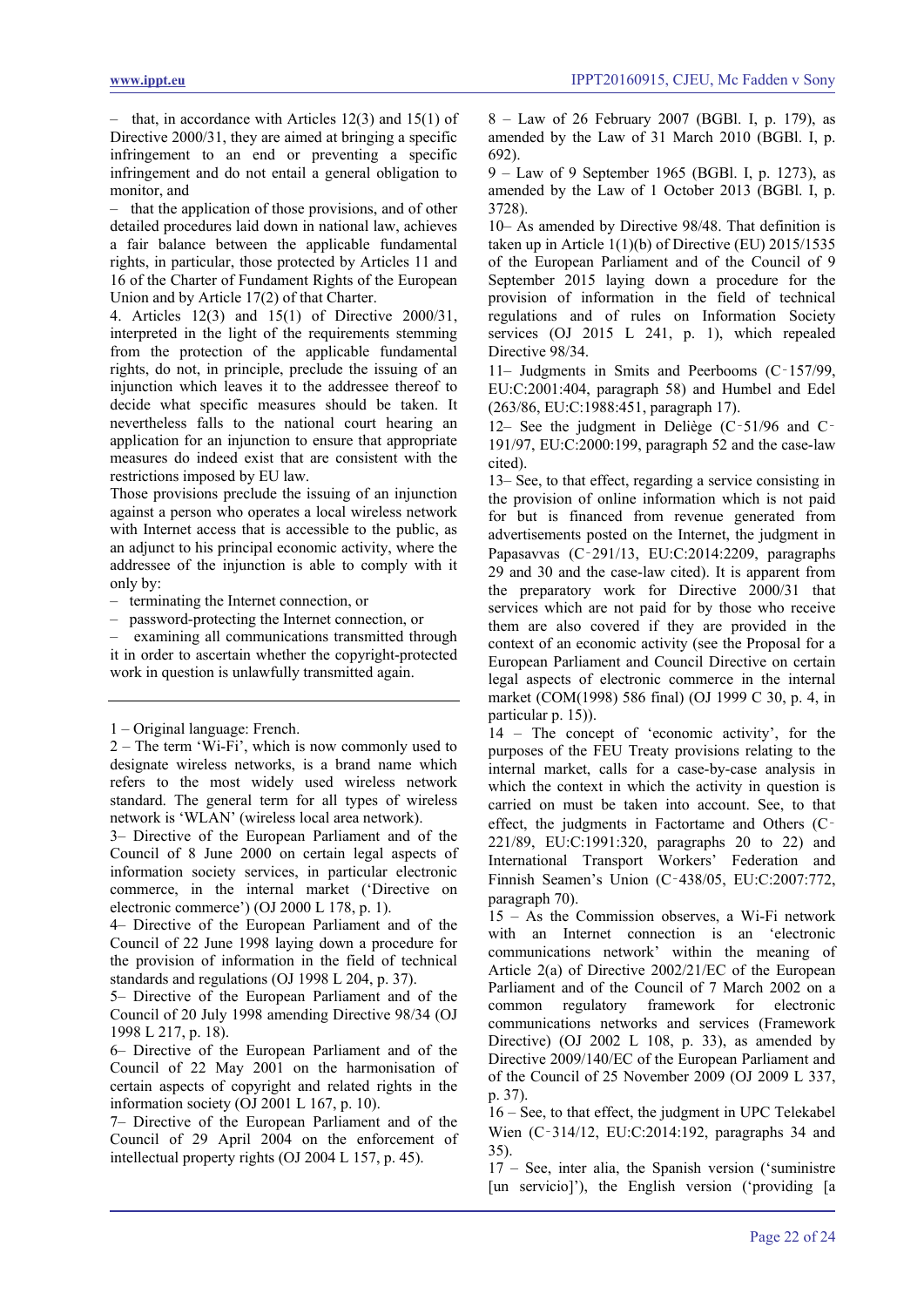– that, in accordance with Articles 12(3) and 15(1) of Directive 2000/31, they are aimed at bringing a specific infringement to an end or preventing a specific infringement and do not entail a general obligation to monitor, and

– that the application of those provisions, and of other detailed procedures laid down in national law, achieves a fair balance between the applicable fundamental rights, in particular, those protected by Articles 11 and 16 of the Charter of Fundament Rights of the European Union and by Article 17(2) of that Charter.

4. Articles 12(3) and 15(1) of Directive 2000/31, interpreted in the light of the requirements stemming from the protection of the applicable fundamental rights, do not, in principle, preclude the issuing of an injunction which leaves it to the addressee thereof to decide what specific measures should be taken. It nevertheless falls to the national court hearing an application for an injunction to ensure that appropriate measures do indeed exist that are consistent with the restrictions imposed by EU law.

Those provisions preclude the issuing of an injunction against a person who operates a local wireless network with Internet access that is accessible to the public, as an adjunct to his principal economic activity, where the addressee of the injunction is able to comply with it only by:

– terminating the Internet connection, or

– password-protecting the Internet connection, or

– examining all communications transmitted through it in order to ascertain whether the copyright-protected work in question is unlawfully transmitted again.

---

1 – Original language: French.

2 – The term 'Wi-Fi', which is now commonly used to designate wireless networks, is a brand name which refers to the most widely used wireless network standard. The general term for all types of wireless network is 'WLAN' (wireless local area network).

3– Directive of the European Parliament and of the Council of 8 June 2000 on certain legal aspects of information society services, in particular electronic commerce, in the internal market ('Directive on electronic commerce') (OJ 2000 L 178, p. 1).

4– Directive of the European Parliament and of the Council of 22 June 1998 laying down a procedure for the provision of information in the field of technical standards and regulations (OJ 1998 L 204, p. 37).

5– Directive of the European Parliament and of the Council of 20 July 1998 amending Directive 98/34 (OJ 1998 L 217, p. 18).

6– Directive of the European Parliament and of the Council of 22 May 2001 on the harmonisation of certain aspects of copyright and related rights in the information society (OJ 2001 L 167, p. 10).

7– Directive of the European Parliament and of the Council of 29 April 2004 on the enforcement of intellectual property rights (OJ 2004 L 157, p. 45).

8 – Law of 26 February 2007 (BGBl. I, p. 179), as amended by the Law of 31 March 2010 (BGBl. I, p. 692).

9 – Law of 9 September 1965 (BGBl. I, p. 1273), as amended by the Law of 1 October 2013 (BGBl. I, p. 3728).

10– As amended by Directive 98/48. That definition is taken up in Article 1(1)(b) of Directive (EU) 2015/1535 of the European Parliament and of the Council of 9 September 2015 laying down a procedure for the provision of information in the field of technical regulations and of rules on Information Society services (OJ 2015 L 241, p. 1), which repealed Directive 98/34.

11– Judgments in Smits and Peerbooms (C‑157/99, EU:C:2001:404, paragraph 58) and Humbel and Edel (263/86, EU:C:1988:451, paragraph 17).

12– See the judgment in Deliège (C‑51/96 and C‑191/97, EU:C:2000:199, paragraph 52 and the case-law cited).

13– See, to that effect, regarding a service consisting in the provision of online information which is not paid for but is financed from revenue generated from advertisements posted on the Internet, the judgment in Papasavvas (C‑291/13, EU:C:2014:2209, paragraphs 29 and 30 and the case-law cited). It is apparent from the preparatory work for Directive 2000/31 that services which are not paid for by those who receive them are also covered if they are provided in the context of an economic activity (see the Proposal for a European Parliament and Council Directive on certain legal aspects of electronic commerce in the internal market (COM(1998) 586 final) (OJ 1999 C 30, p. 4, in particular p. 15)).

14 – The concept of 'economic activity', for the purposes of the FEU Treaty provisions relating to the internal market, calls for a case-by-case analysis in which the context in which the activity in question is carried on must be taken into account. See, to that effect, the judgments in Factortame and Others (C‑221/89, EU:C:1991:320, paragraphs 20 to 22) and International Transport Workers' Federation and Finnish Seamen's Union (C‑438/05, EU:C:2007:772, paragraph 70).

15 – As the Commission observes, a Wi-Fi network with an Internet connection is an 'electronic communications network' within the meaning of Article 2(a) of Directive 2002/21/EC of the European Parliament and of the Council of 7 March 2002 on a common regulatory framework for electronic communications networks and services (Framework Directive) (OJ 2002 L 108, p. 33), as amended by Directive 2009/140/EC of the European Parliament and of the Council of 25 November 2009 (OJ 2009 L 337, p. 37).

16 – See, to that effect, the judgment in UPC Telekabel Wien (C‑314/12, EU:C:2014:192, paragraphs 34 and 35).

17 – See, inter alia, the Spanish version ('suministre [un servicio]'), the English version ('providing [a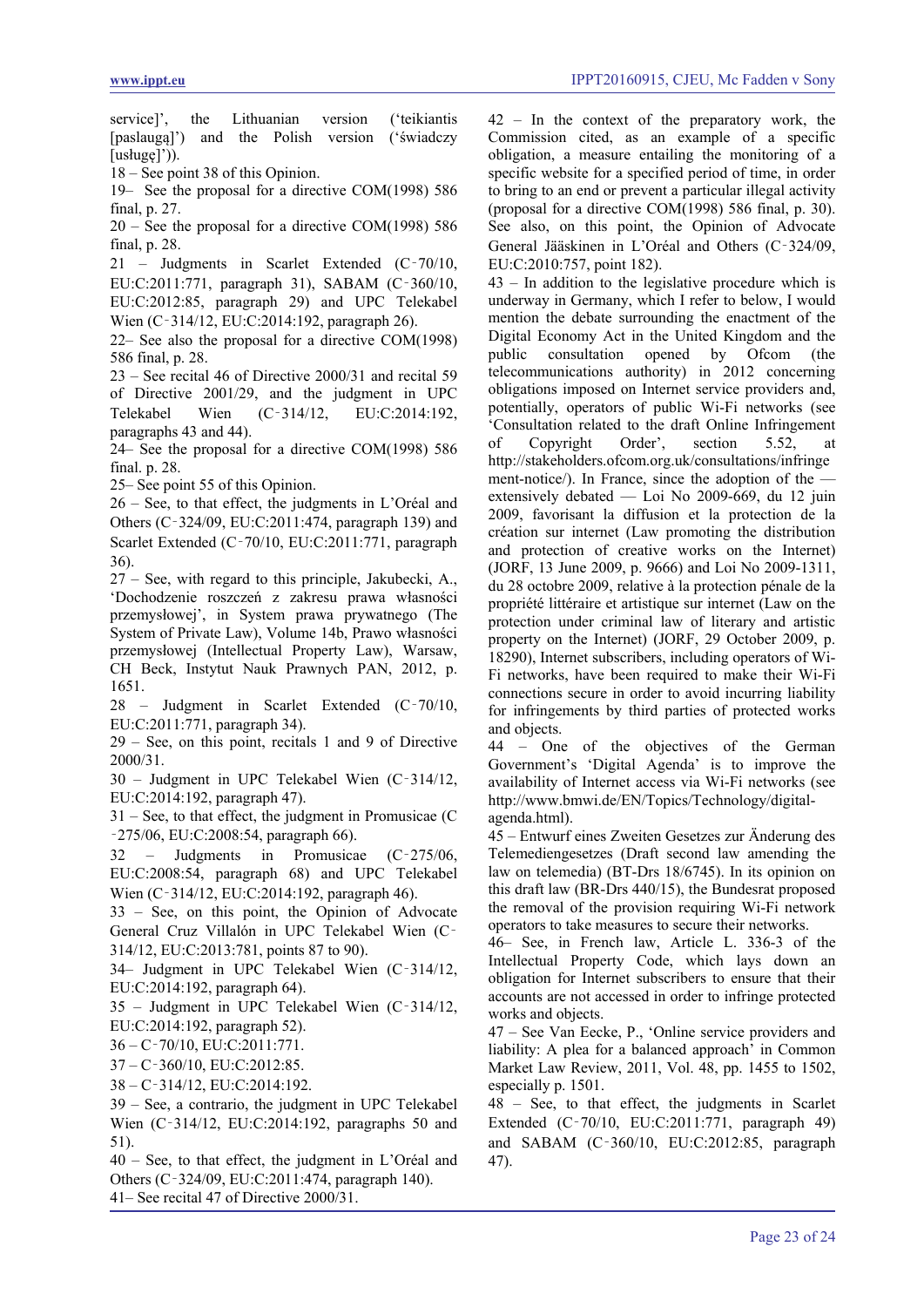service]', the Lithuanian version ('teikiantis [paslaugą]') and the Polish version ('świadczy [usługę]')).

18 – See point 38 of this Opinion.

19– See the proposal for a directive COM(1998) 586 final, p. 27.

20 – See the proposal for a directive COM(1998) 586 final, p. 28.

21 – Judgments in Scarlet Extended (C‑70/10, EU:C:2011:771, paragraph 31), SABAM (C‑360/10, EU:C:2012:85, paragraph 29) and UPC Telekabel Wien (C‑314/12, EU:C:2014:192, paragraph 26).

22– See also the proposal for a directive COM(1998) 586 final, p. 28.

23 – See recital 46 of Directive 2000/31 and recital 59 of Directive 2001/29, and the judgment in UPC Telekabel Wien (C‑314/12, EU:C:2014:192, paragraphs 43 and 44).

24– See the proposal for a directive COM(1998) 586 final. p. 28.

25– See point 55 of this Opinion.

26 – See, to that effect, the judgments in L'Oréal and Others (C‑324/09, EU:C:2011:474, paragraph 139) and Scarlet Extended (C‑70/10, EU:C:2011:771, paragraph 36).

27 – See, with regard to this principle, Jakubecki, A., 'Dochodzenie roszczeń z zakresu prawa własności przemysłowej', in System prawa prywatnego (The System of Private Law), Volume 14b, Prawo własności przemysłowej (Intellectual Property Law), Warsaw, CH Beck, Instytut Nauk Prawnych PAN, 2012, p. 1651.

28 – Judgment in Scarlet Extended (C‑70/10, EU:C:2011:771, paragraph 34).

29 – See, on this point, recitals 1 and 9 of Directive 2000/31.

30 – Judgment in UPC Telekabel Wien (C‑314/12, EU:C:2014:192, paragraph 47).

31 – See, to that effect, the judgment in Promusicae (C‑275/06, EU:C:2008:54, paragraph 66).

32 – Judgments in Promusicae (C‑275/06, EU:C:2008:54, paragraph 68) and UPC Telekabel Wien (C‑314/12, EU:C:2014:192, paragraph 46).

33 – See, on this point, the Opinion of Advocate General Cruz Villalón in UPC Telekabel Wien (C‑314/12, EU:C:2013:781, points 87 to 90).

34– Judgment in UPC Telekabel Wien (C‑314/12, EU:C:2014:192, paragraph 64).

35 – Judgment in UPC Telekabel Wien (C‑314/12, EU:C:2014:192, paragraph 52).

36 – C‑70/10, EU:C:2011:771.

37 – C‑360/10, EU:C:2012:85.

38 – C‑314/12, EU:C:2014:192.

39 – See, a contrario, the judgment in UPC Telekabel Wien (C‑314/12, EU:C:2014:192, paragraphs 50 and 51).

40 – See, to that effect, the judgment in L'Oréal and Others (C‑324/09, EU:C:2011:474, paragraph 140).

41– See recital 47 of Directive 2000/31.

42 – In the context of the preparatory work, the Commission cited, as an example of a specific obligation, a measure entailing the monitoring of a specific website for a specified period of time, in order to bring to an end or prevent a particular illegal activity (proposal for a directive COM(1998) 586 final, p. 30). See also, on this point, the Opinion of Advocate General Jääskinen in L'Oréal and Others (C‑324/09, EU:C:2010:757, point 182).

43 – In addition to the legislative procedure which is underway in Germany, which I refer to below, I would mention the debate surrounding the enactment of the Digital Economy Act in the United Kingdom and the public consultation opened by Ofcom (the telecommunications authority) in 2012 concerning obligations imposed on Internet service providers and, potentially, operators of public Wi-Fi networks (see 'Consultation related to the draft Online Infringement of Copyright Order', section 5.52, at http://stakeholders.ofcom.org.uk/consultations/infringement-notice/). In France, since the adoption of the — extensively debated — Loi No 2009-669, du 12 juin 2009, favorisant la diffusion et la protection de la création sur internet (Law promoting the distribution and protection of creative works on the Internet) (JORF, 13 June 2009, p. 9666) and Loi No 2009-1311, du 28 octobre 2009, relative à la protection pénale de la propriété littéraire et artistique sur internet (Law on the protection under criminal law of literary and artistic property on the Internet) (JORF, 29 October 2009, p. 18290), Internet subscribers, including operators of Wi-Fi networks, have been required to make their Wi-Fi connections secure in order to avoid incurring liability for infringements by third parties of protected works and objects.

44 – One of the objectives of the German Government's 'Digital Agenda' is to improve the availability of Internet access via Wi-Fi networks (see http://www.bmwi.de/EN/Topics/Technology/digital-agenda.html).

45 – Entwurf eines Zweiten Gesetzes zur Änderung des Telemediengesetzes (Draft second law amending the law on telemedia) (BT-Drs 18/6745). In its opinion on this draft law (BR-Drs 440/15), the Bundesrat proposed the removal of the provision requiring Wi-Fi network operators to take measures to secure their networks.

46– See, in French law, Article L. 336-3 of the Intellectual Property Code, which lays down an obligation for Internet subscribers to ensure that their accounts are not accessed in order to infringe protected works and objects.

47 – See Van Eecke, P., 'Online service providers and liability: A plea for a balanced approach' in Common Market Law Review, 2011, Vol. 48, pp. 1455 to 1502, especially p. 1501.

48 – See, to that effect, the judgments in Scarlet Extended (C‑70/10, EU:C:2011:771, paragraph 49) and SABAM (C‑360/10, EU:C:2012:85, paragraph 47).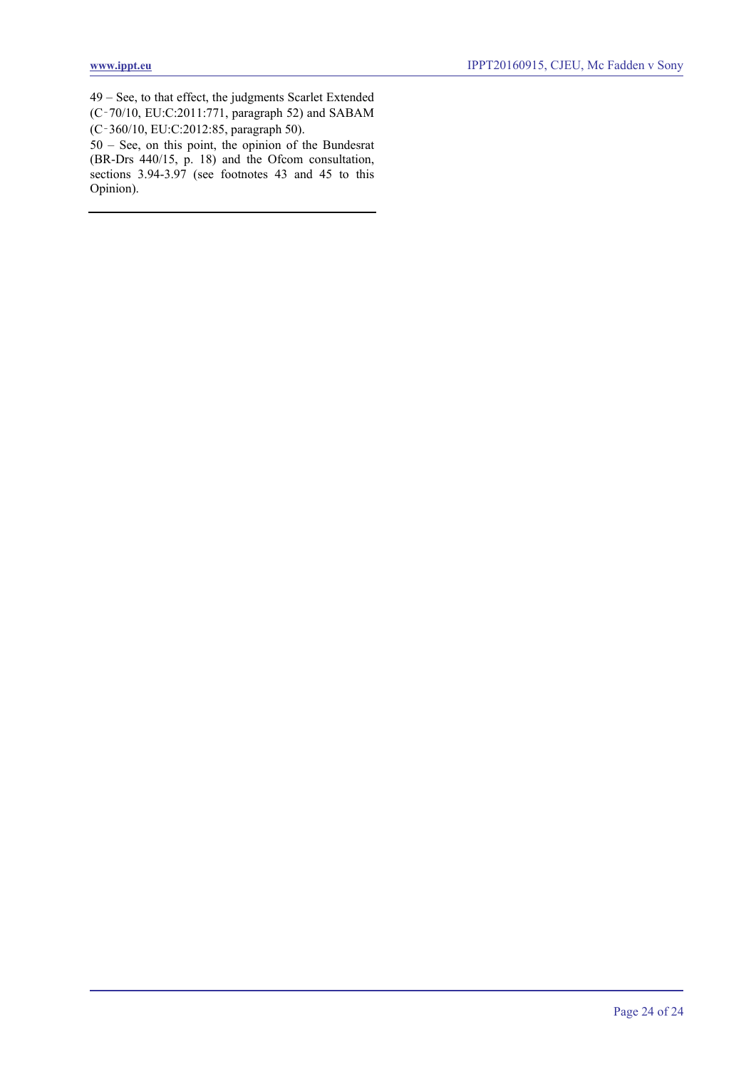49 – See, to that effect, the judgments Scarlet Extended (C‑70/10, EU:C:2011:771, paragraph 52) and SABAM (C‑360/10, EU:C:2012:85, paragraph 50).

50 – See, on this point, the opinion of the Bundesrat (BR-Drs 440/15, p. 18) and the Ofcom consultation, sections 3.94-3.97 (see footnotes 43 and 45 to this Opinion).